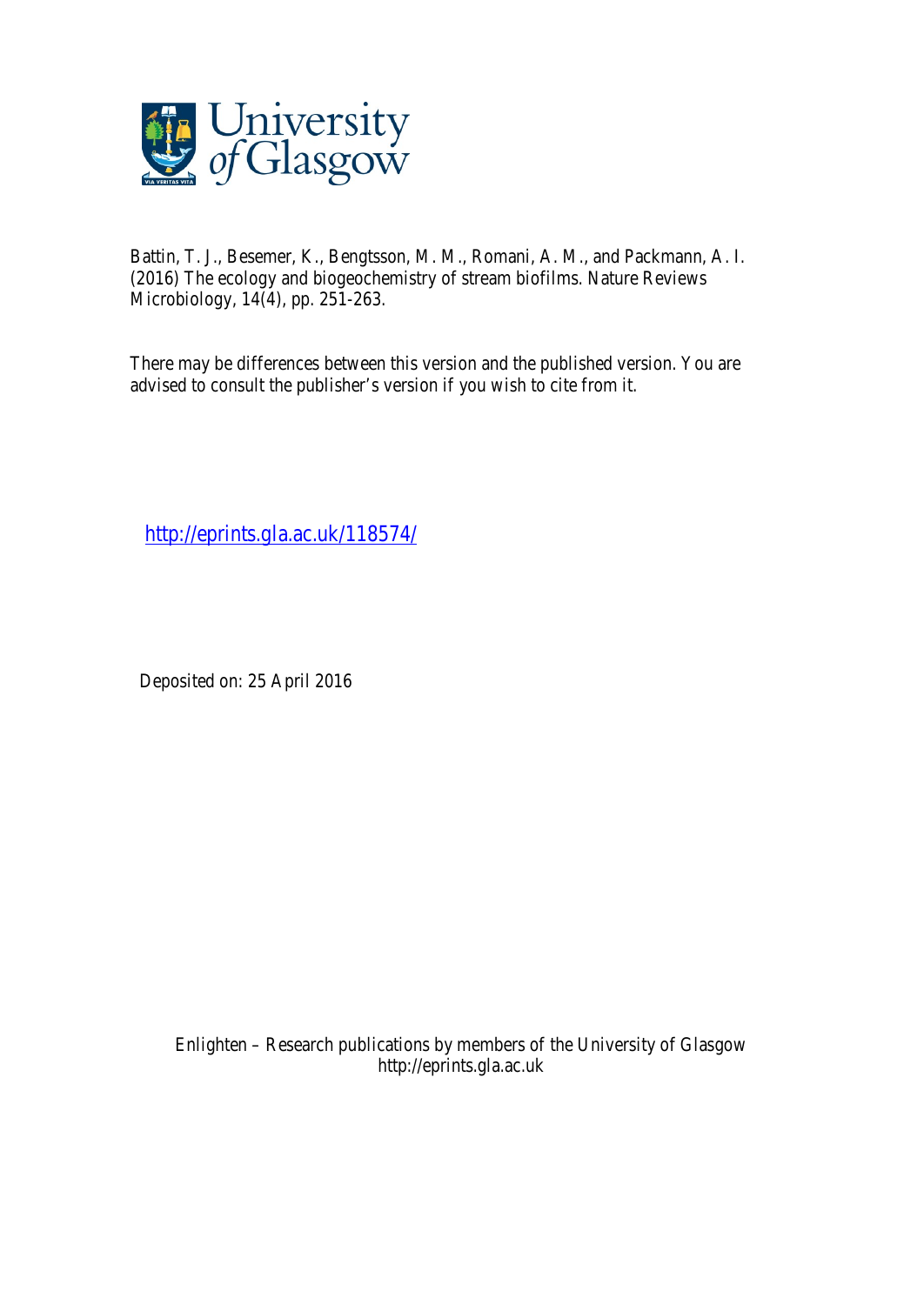University of Glasgow

Battin, T. J., Besemer, K., Bengtsson, M. M., Romani, A. M., and Packmann, A. I. (2016) The ecology and biogeochemistry of stream biofilms. Nature Reviews Microbiology, 14(4), pp. 251-263.

There may be differences between this version and the published version. You are advised to consult the publisher's version if you wish to cite from it.

http://eprints.gla.ac.uk/118574/

Deposited on: 25 April 2016

Enlighten – Research publications by members of the University of Glasgow
http://eprints.gla.ac.uk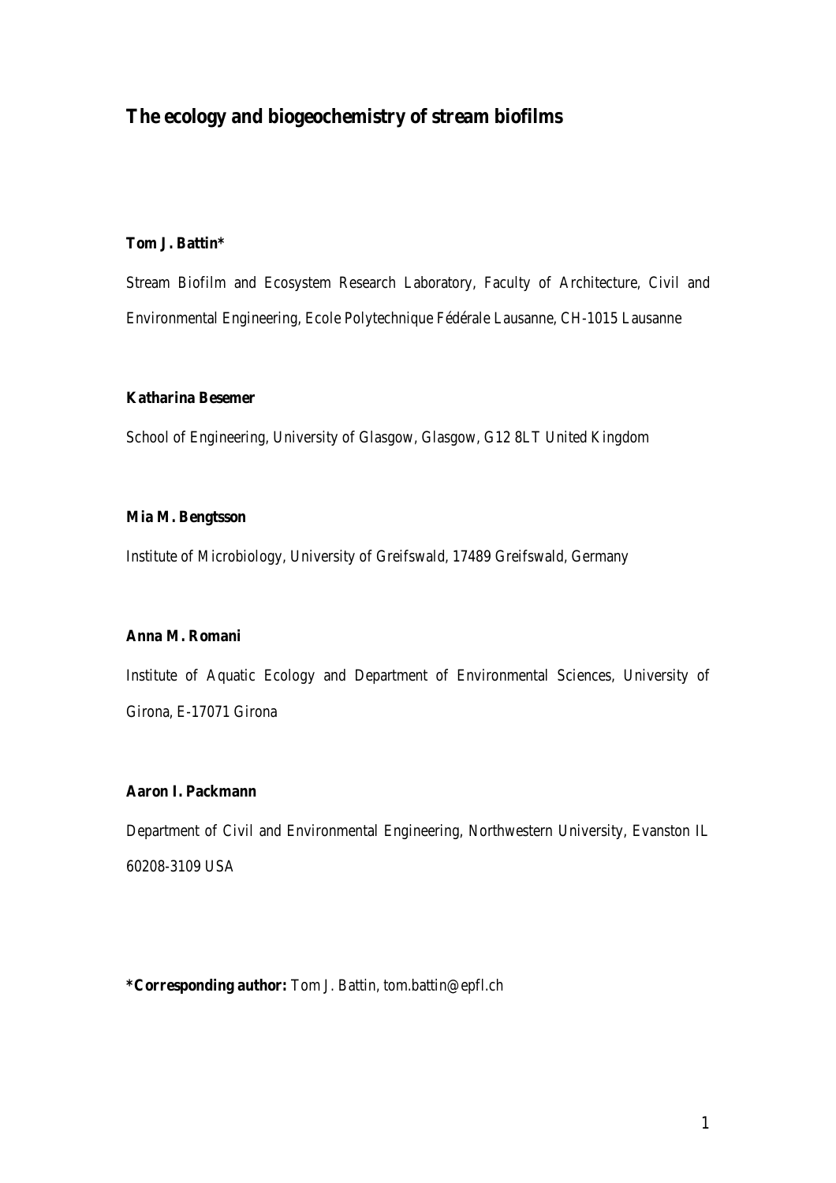# The ecology and biogeochemistry of stream biofilms

**Tom J. Battin***

Stream Biofilm and Ecosystem Research Laboratory, Faculty of Architecture, Civil and Environmental Engineering, Ecole Polytechnique Fédérale Lausanne, CH-1015 Lausanne

**Katharina Besemer**

School of Engineering, University of Glasgow, Glasgow, G12 8LT United Kingdom

**Mia M. Bengtsson**

Institute of Microbiology, University of Greifswald, 17489 Greifswald, Germany

**Anna M. Romani**

Institute of Aquatic Ecology and Department of Environmental Sciences, University of Girona, E-17071 Girona

**Aaron I. Packmann**

Department of Civil and Environmental Engineering, Northwestern University, Evanston IL 60208-3109 USA

**\*Corresponding author:** Tom J. Battin, tom.battin@epfl.ch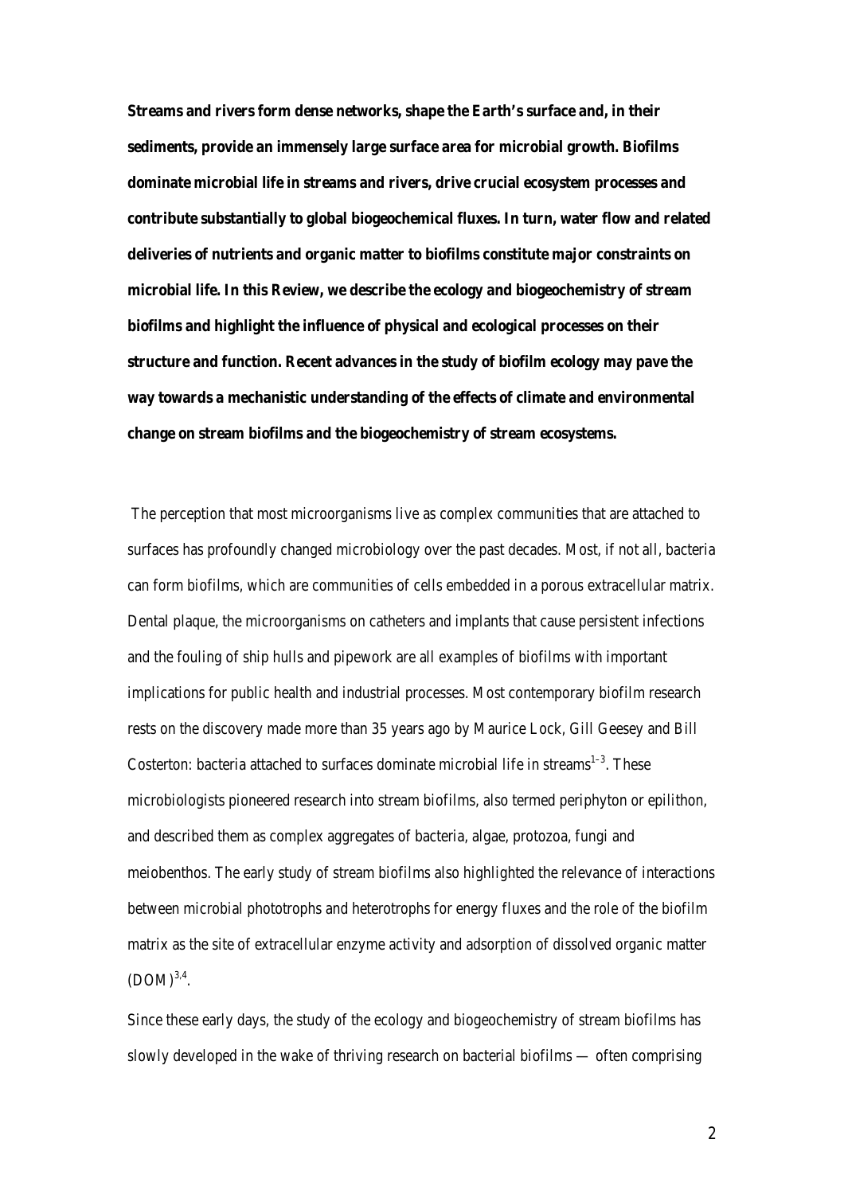**Streams and rivers form dense networks, shape the Earth's surface and, in their sediments, provide an immensely large surface area for microbial growth. Biofilms dominate microbial life in streams and rivers, drive crucial ecosystem processes and contribute substantially to global biogeochemical fluxes. In turn, water flow and related deliveries of nutrients and organic matter to biofilms constitute major constraints on microbial life. In this Review, we describe the ecology and biogeochemistry of stream biofilms and highlight the influence of physical and ecological processes on their structure and function. Recent advances in the study of biofilm ecology may pave the way towards a mechanistic understanding of the effects of climate and environmental change on stream biofilms and the biogeochemistry of stream ecosystems.**

The perception that most microorganisms live as complex communities that are attached to surfaces has profoundly changed microbiology over the past decades. Most, if not all, bacteria can form biofilms, which are communities of cells embedded in a porous extracellular matrix. Dental plaque, the microorganisms on catheters and implants that cause persistent infections and the fouling of ship hulls and pipework are all examples of biofilms with important implications for public health and industrial processes. Most contemporary biofilm research rests on the discovery made more than 35 years ago by Maurice Lock, Gill Geesey and Bill Costerton: bacteria attached to surfaces dominate microbial life in streams[1–3]. These microbiologists pioneered research into stream biofilms, also termed periphyton or epilithon, and described them as complex aggregates of bacteria, algae, protozoa, fungi and meiobenthos. The early study of stream biofilms also highlighted the relevance of interactions between microbial phototrophs and heterotrophs for energy fluxes and the role of the biofilm matrix as the site of extracellular enzyme activity and adsorption of dissolved organic matter (DOM)[3,4].

Since these early days, the study of the ecology and biogeochemistry of stream biofilms has slowly developed in the wake of thriving research on bacterial biofilms — often comprising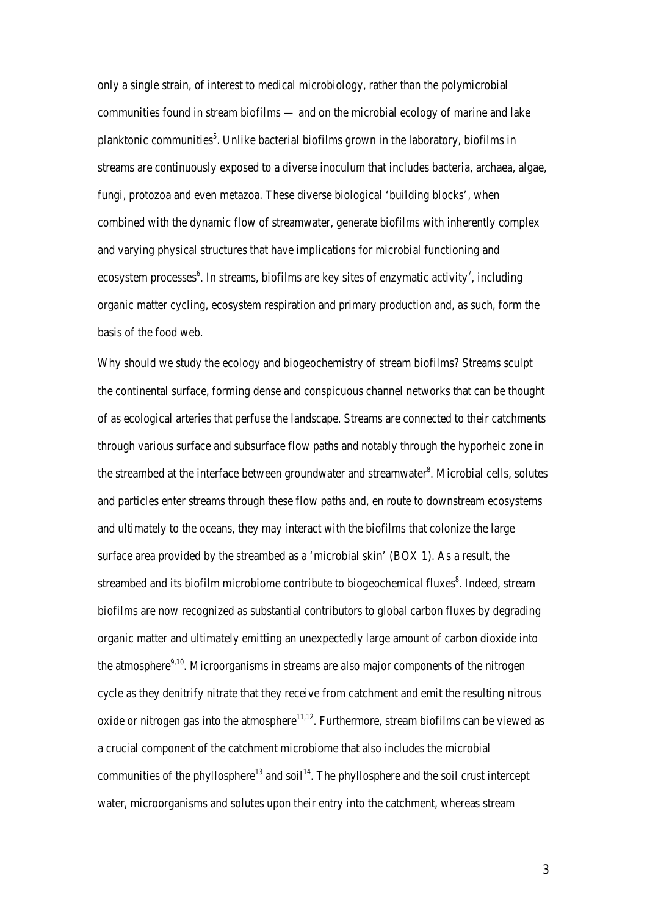only a single strain, of interest to medical microbiology, rather than the polymicrobial communities found in stream biofilms — and on the microbial ecology of marine and lake planktonic communities[5]. Unlike bacterial biofilms grown in the laboratory, biofilms in streams are continuously exposed to a diverse inoculum that includes bacteria, archaea, algae, fungi, protozoa and even metazoa. These diverse biological 'building blocks', when combined with the dynamic flow of streamwater, generate biofilms with inherently complex and varying physical structures that have implications for microbial functioning and ecosystem processes[6]. In streams, biofilms are key sites of enzymatic activity[7], including organic matter cycling, ecosystem respiration and primary production and, as such, form the basis of the food web.

Why should we study the ecology and biogeochemistry of stream biofilms? Streams sculpt the continental surface, forming dense and conspicuous channel networks that can be thought of as ecological arteries that perfuse the landscape. Streams are connected to their catchments through various surface and subsurface flow paths and notably through the hyporheic zone in the streambed at the interface between groundwater and streamwater[8]. Microbial cells, solutes and particles enter streams through these flow paths and, en route to downstream ecosystems and ultimately to the oceans, they may interact with the biofilms that colonize the large surface area provided by the streambed as a 'microbial skin' (BOX 1). As a result, the streambed and its biofilm microbiome contribute to biogeochemical fluxes[8]. Indeed, stream biofilms are now recognized as substantial contributors to global carbon fluxes by degrading organic matter and ultimately emitting an unexpectedly large amount of carbon dioxide into the atmosphere[9,10]. Microorganisms in streams are also major components of the nitrogen cycle as they denitrify nitrate that they receive from catchment and emit the resulting nitrous oxide or nitrogen gas into the atmosphere[11,12]. Furthermore, stream biofilms can be viewed as a crucial component of the catchment microbiome that also includes the microbial communities of the phyllosphere[13] and soil[14]. The phyllosphere and the soil crust intercept water, microorganisms and solutes upon their entry into the catchment, whereas stream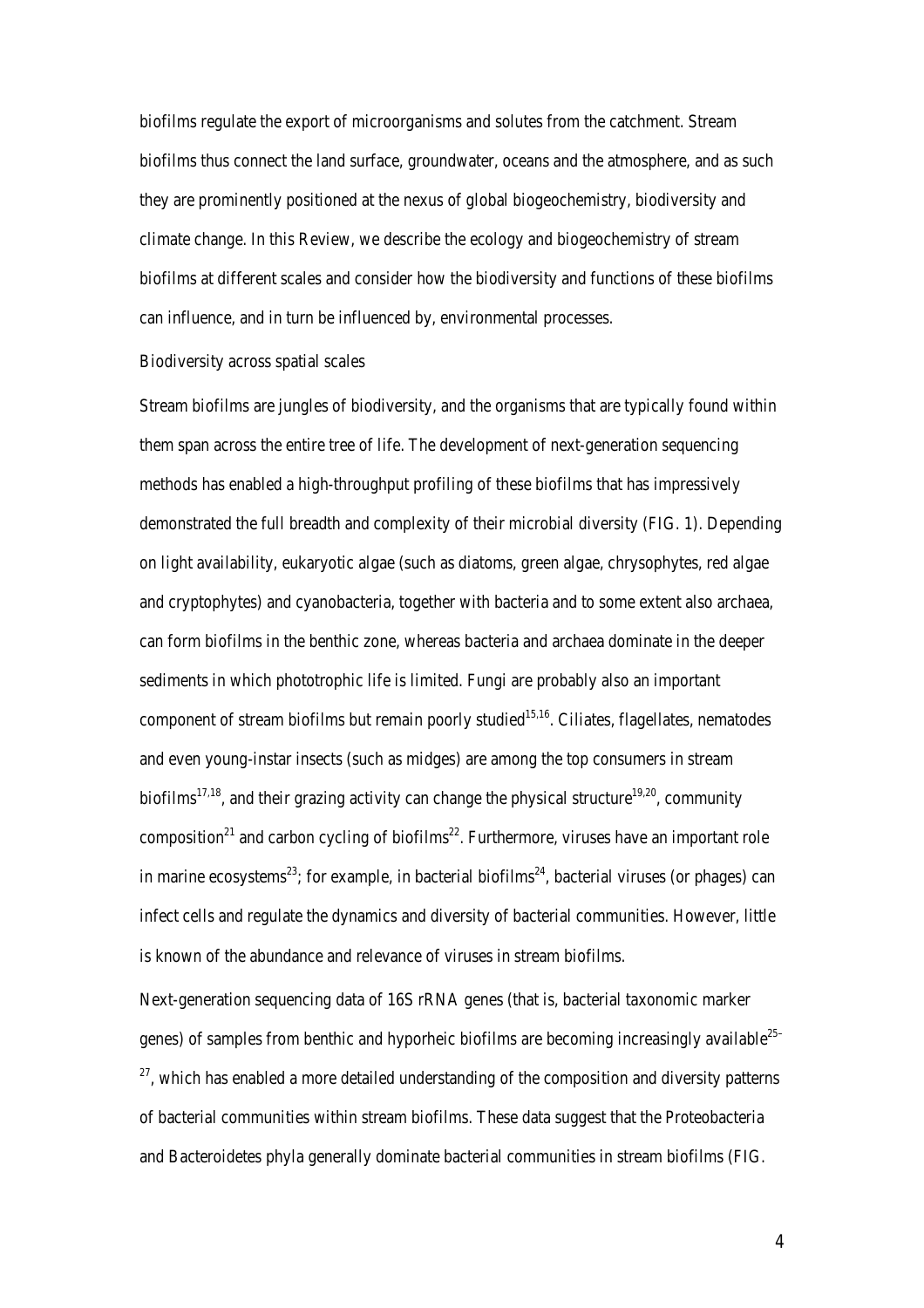biofilms regulate the export of microorganisms and solutes from the catchment. Stream biofilms thus connect the land surface, groundwater, oceans and the atmosphere, and as such they are prominently positioned at the nexus of global biogeochemistry, biodiversity and climate change. In this Review, we describe the ecology and biogeochemistry of stream biofilms at different scales and consider how the biodiversity and functions of these biofilms can influence, and in turn be influenced by, environmental processes.

## Biodiversity across spatial scales

Stream biofilms are jungles of biodiversity, and the organisms that are typically found within them span across the entire tree of life. The development of next-generation sequencing methods has enabled a high-throughput profiling of these biofilms that has impressively demonstrated the full breadth and complexity of their microbial diversity (FIG. 1). Depending on light availability, eukaryotic algae (such as diatoms, green algae, chrysophytes, red algae and cryptophytes) and cyanobacteria, together with bacteria and to some extent also archaea, can form biofilms in the benthic zone, whereas bacteria and archaea dominate in the deeper sediments in which phototrophic life is limited. Fungi are probably also an important component of stream biofilms but remain poorly studied[15,16]. Ciliates, flagellates, nematodes and even young-instar insects (such as midges) are among the top consumers in stream biofilms[17,18], and their grazing activity can change the physical structure[19,20], community composition[21] and carbon cycling of biofilms[22]. Furthermore, viruses have an important role in marine ecosystems[23]; for example, in bacterial biofilms[24], bacterial viruses (or phages) can infect cells and regulate the dynamics and diversity of bacterial communities. However, little is known of the abundance and relevance of viruses in stream biofilms.

Next-generation sequencing data of 16S rRNA genes (that is, bacterial taxonomic marker genes) of samples from benthic and hyporheic biofilms are becoming increasingly available[25–27], which has enabled a more detailed understanding of the composition and diversity patterns of bacterial communities within stream biofilms. These data suggest that the Proteobacteria and Bacteroidetes phyla generally dominate bacterial communities in stream biofilms (FIG.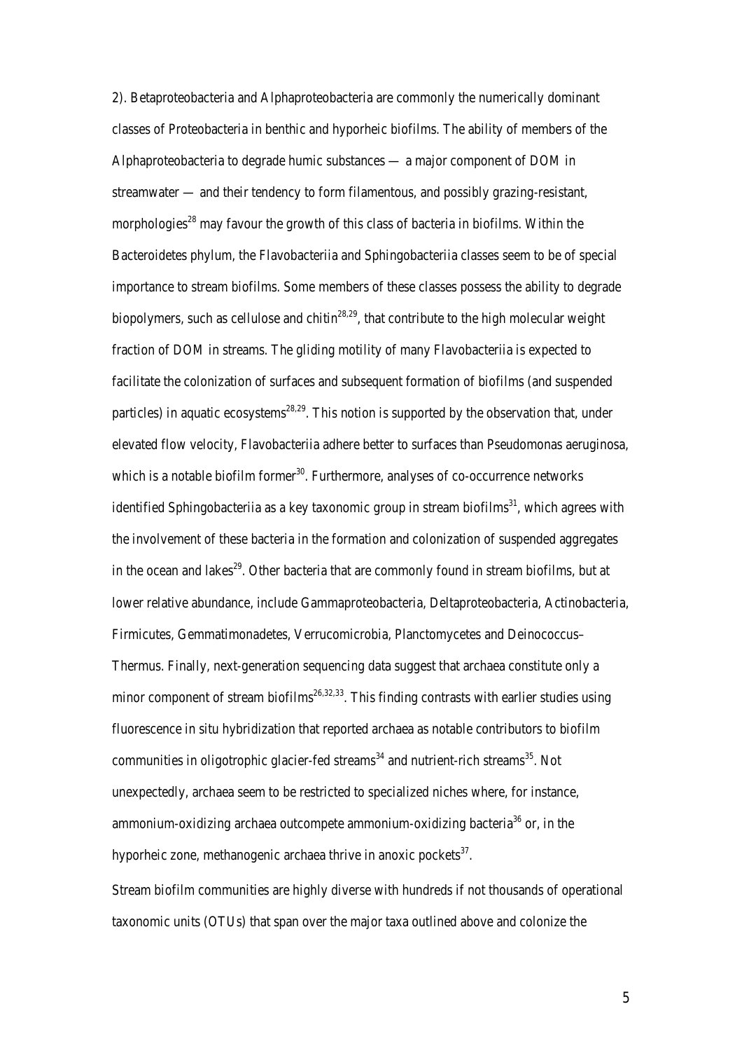2). Betaproteobacteria and Alphaproteobacteria are commonly the numerically dominant classes of Proteobacteria in benthic and hyporheic biofilms. The ability of members of the Alphaproteobacteria to degrade humic substances — a major component of DOM in streamwater — and their tendency to form filamentous, and possibly grazing-resistant, morphologies[28] may favour the growth of this class of bacteria in biofilms. Within the Bacteroidetes phylum, the Flavobacteriia and Sphingobacteriia classes seem to be of special importance to stream biofilms. Some members of these classes possess the ability to degrade biopolymers, such as cellulose and chitin[28,29], that contribute to the high molecular weight fraction of DOM in streams. The gliding motility of many Flavobacteriia is expected to facilitate the colonization of surfaces and subsequent formation of biofilms (and suspended particles) in aquatic ecosystems[28,29]. This notion is supported by the observation that, under elevated flow velocity, Flavobacteriia adhere better to surfaces than Pseudomonas aeruginosa, which is a notable biofilm former[30]. Furthermore, analyses of co-occurrence networks identified Sphingobacteriia as a key taxonomic group in stream biofilms[31], which agrees with the involvement of these bacteria in the formation and colonization of suspended aggregates in the ocean and lakes[29]. Other bacteria that are commonly found in stream biofilms, but at lower relative abundance, include Gammaproteobacteria, Deltaproteobacteria, Actinobacteria, Firmicutes, Gemmatimonadetes, Verrucomicrobia, Planctomycetes and Deinococcus–Thermus. Finally, next-generation sequencing data suggest that archaea constitute only a minor component of stream biofilms[26,32,33]. This finding contrasts with earlier studies using fluorescence in situ hybridization that reported archaea as notable contributors to biofilm communities in oligotrophic glacier-fed streams[34] and nutrient-rich streams[35]. Not unexpectedly, archaea seem to be restricted to specialized niches where, for instance, ammonium-oxidizing archaea outcompete ammonium-oxidizing bacteria[36] or, in the hyporheic zone, methanogenic archaea thrive in anoxic pockets[37].

Stream biofilm communities are highly diverse with hundreds if not thousands of operational taxonomic units (OTUs) that span over the major taxa outlined above and colonize the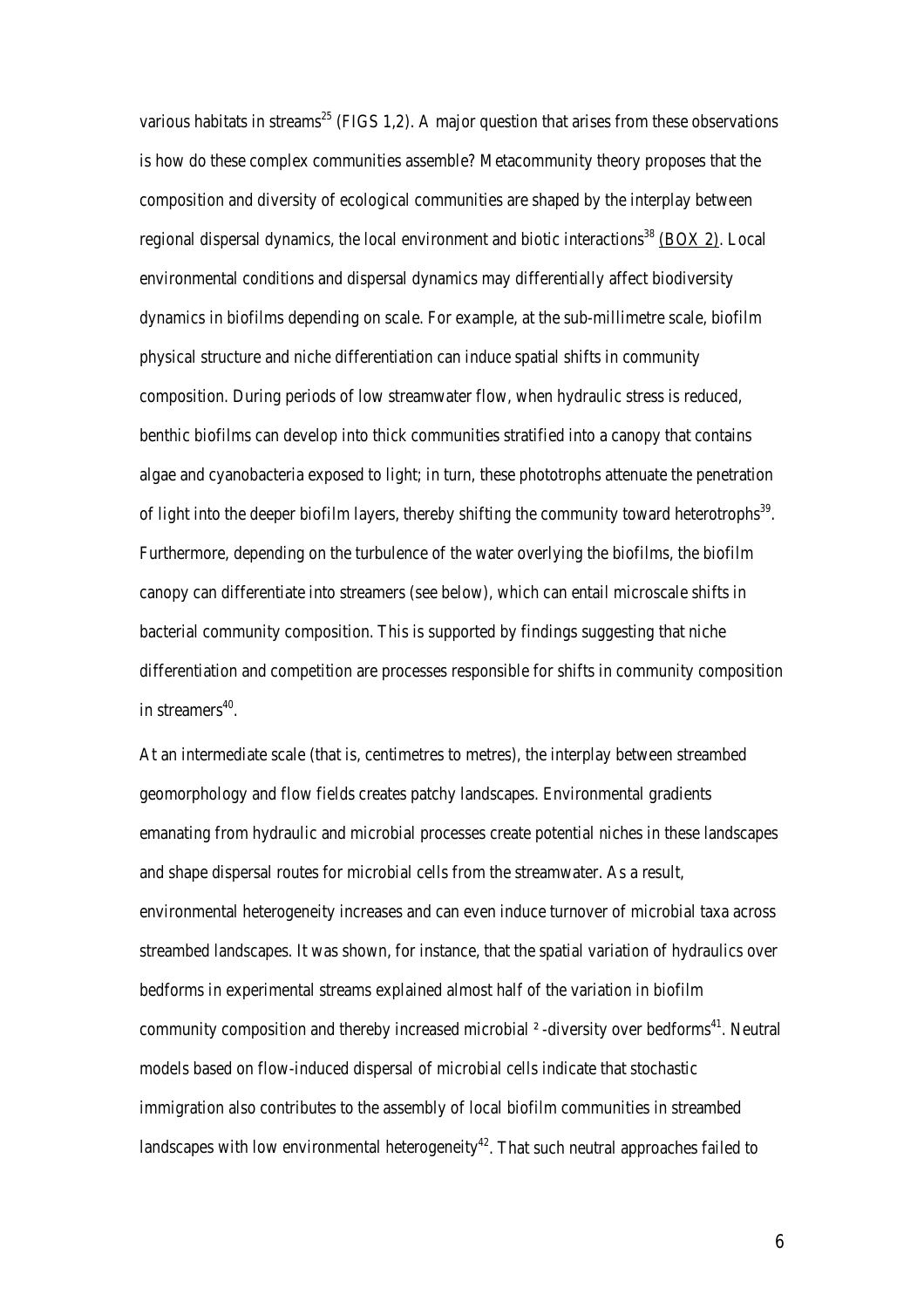various habitats in streams[25] (FIGS 1,2). A major question that arises from these observations is how do these complex communities assemble? Metacommunity theory proposes that the composition and diversity of ecological communities are shaped by the interplay between regional dispersal dynamics, the local environment and biotic interactions[38] (BOX 2). Local environmental conditions and dispersal dynamics may differentially affect biodiversity dynamics in biofilms depending on scale. For example, at the sub-millimetre scale, biofilm physical structure and niche differentiation can induce spatial shifts in community composition. During periods of low streamwater flow, when hydraulic stress is reduced, benthic biofilms can develop into thick communities stratified into a canopy that contains algae and cyanobacteria exposed to light; in turn, these phototrophs attenuate the penetration of light into the deeper biofilm layers, thereby shifting the community toward heterotrophs[39]. Furthermore, depending on the turbulence of the water overlying the biofilms, the biofilm canopy can differentiate into streamers (see below), which can entail microscale shifts in bacterial community composition. This is supported by findings suggesting that niche differentiation and competition are processes responsible for shifts in community composition in streamers[40].

At an intermediate scale (that is, centimetres to metres), the interplay between streambed geomorphology and flow fields creates patchy landscapes. Environmental gradients emanating from hydraulic and microbial processes create potential niches in these landscapes and shape dispersal routes for microbial cells from the streamwater. As a result, environmental heterogeneity increases and can even induce turnover of microbial taxa across streambed landscapes. It was shown, for instance, that the spatial variation of hydraulics over bedforms in experimental streams explained almost half of the variation in biofilm community composition and thereby increased microbial ²-diversity over bedforms[41]. Neutral models based on flow-induced dispersal of microbial cells indicate that stochastic immigration also contributes to the assembly of local biofilm communities in streambed landscapes with low environmental heterogeneity[42]. That such neutral approaches failed to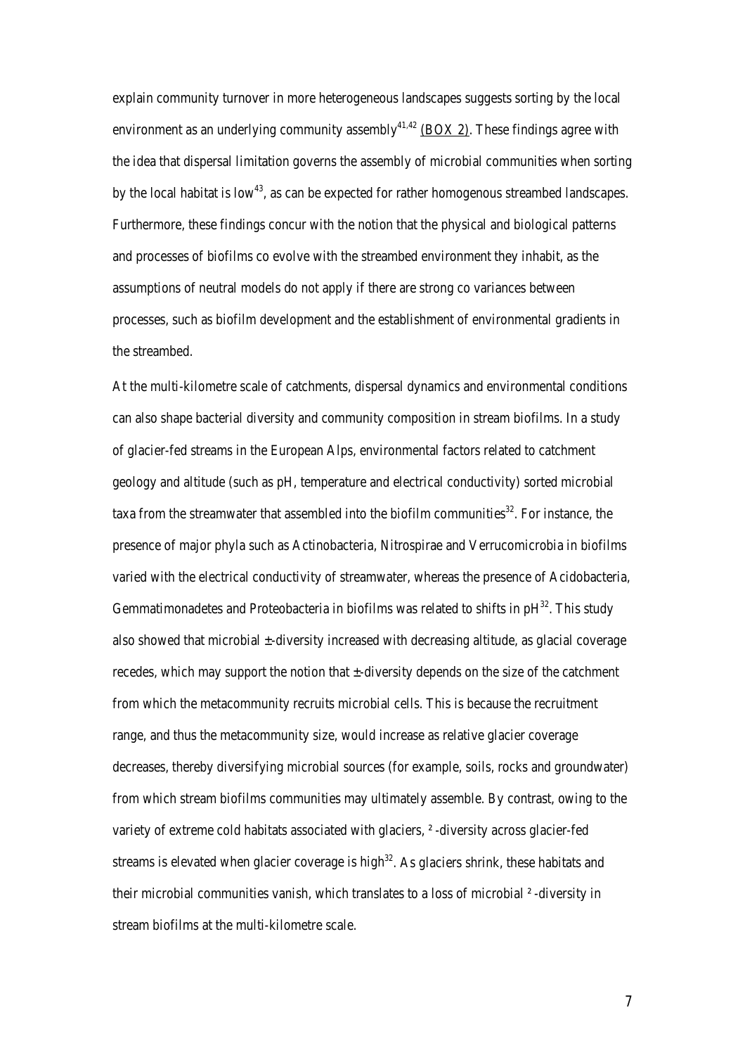explain community turnover in more heterogeneous landscapes suggests sorting by the local environment as an underlying community assembly[41,42] (BOX 2). These findings agree with the idea that dispersal limitation governs the assembly of microbial communities when sorting by the local habitat is low[43], as can be expected for rather homogenous streambed landscapes. Furthermore, these findings concur with the notion that the physical and biological patterns and processes of biofilms co evolve with the streambed environment they inhabit, as the assumptions of neutral models do not apply if there are strong co variances between processes, such as biofilm development and the establishment of environmental gradients in the streambed.

At the multi-kilometre scale of catchments, dispersal dynamics and environmental conditions can also shape bacterial diversity and community composition in stream biofilms. In a study of glacier-fed streams in the European Alps, environmental factors related to catchment geology and altitude (such as pH, temperature and electrical conductivity) sorted microbial taxa from the streamwater that assembled into the biofilm communities[32]. For instance, the presence of major phyla such as Actinobacteria, Nitrospirae and Verrucomicrobia in biofilms varied with the electrical conductivity of streamwater, whereas the presence of Acidobacteria, Gemmatimonadetes and Proteobacteria in biofilms was related to shifts in pH[32]. This study also showed that microbial ±-diversity increased with decreasing altitude, as glacial coverage recedes, which may support the notion that ±-diversity depends on the size of the catchment from which the metacommunity recruits microbial cells. This is because the recruitment range, and thus the metacommunity size, would increase as relative glacier coverage decreases, thereby diversifying microbial sources (for example, soils, rocks and groundwater) from which stream biofilms communities may ultimately assemble. By contrast, owing to the variety of extreme cold habitats associated with glaciers, ²-diversity across glacier-fed streams is elevated when glacier coverage is high[32]. As glaciers shrink, these habitats and their microbial communities vanish, which translates to a loss of microbial ²-diversity in stream biofilms at the multi-kilometre scale.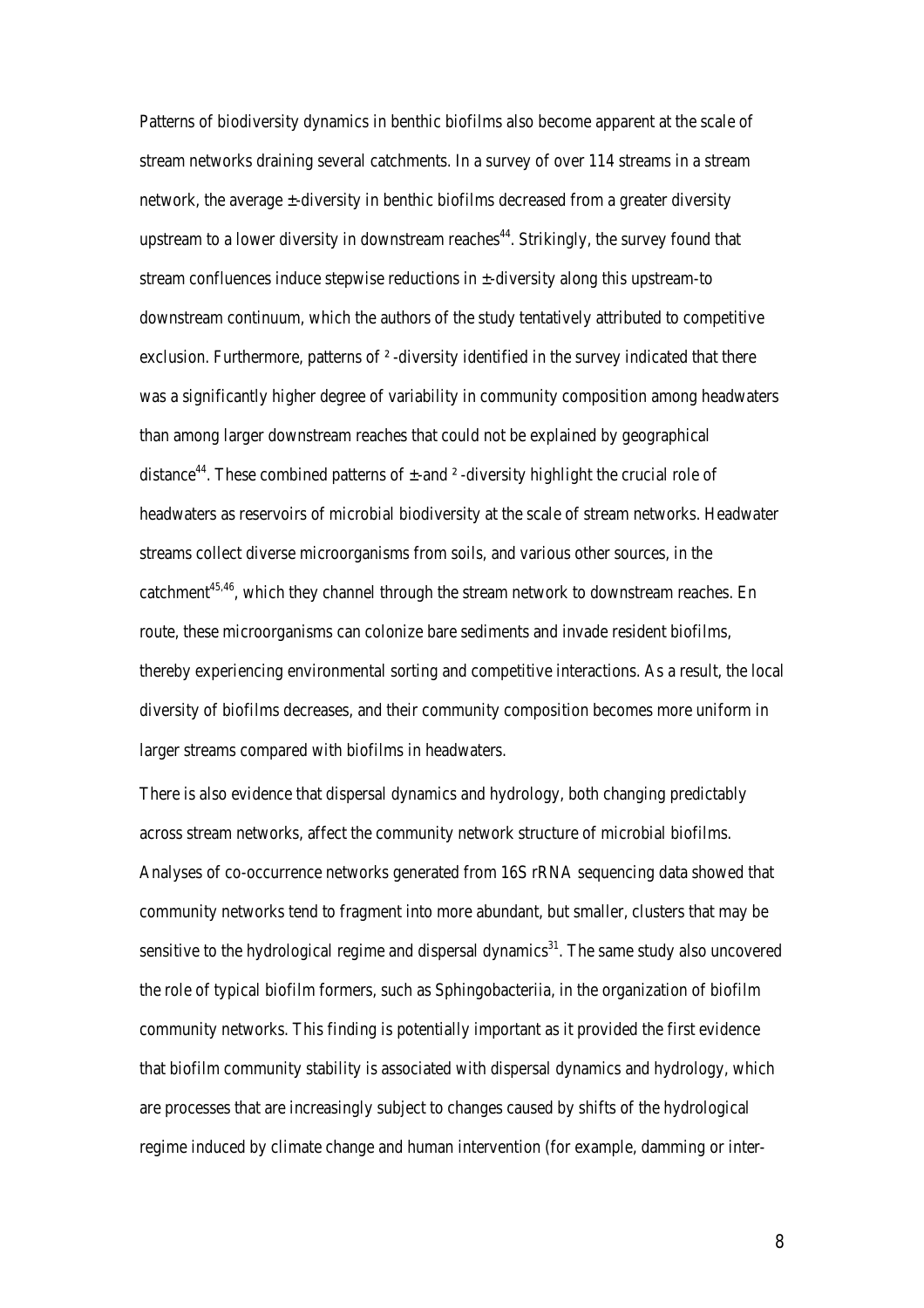Patterns of biodiversity dynamics in benthic biofilms also become apparent at the scale of stream networks draining several catchments. In a survey of over 114 streams in a stream network, the average ±-diversity in benthic biofilms decreased from a greater diversity upstream to a lower diversity in downstream reaches[44]. Strikingly, the survey found that stream confluences induce stepwise reductions in ±-diversity along this upstream-to downstream continuum, which the authors of the study tentatively attributed to competitive exclusion. Furthermore, patterns of ²-diversity identified in the survey indicated that there was a significantly higher degree of variability in community composition among headwaters than among larger downstream reaches that could not be explained by geographical distance[44]. These combined patterns of ±-and ²-diversity highlight the crucial role of headwaters as reservoirs of microbial biodiversity at the scale of stream networks. Headwater streams collect diverse microorganisms from soils, and various other sources, in the catchment[45,46], which they channel through the stream network to downstream reaches. En route, these microorganisms can colonize bare sediments and invade resident biofilms, thereby experiencing environmental sorting and competitive interactions. As a result, the local diversity of biofilms decreases, and their community composition becomes more uniform in larger streams compared with biofilms in headwaters.

There is also evidence that dispersal dynamics and hydrology, both changing predictably across stream networks, affect the community network structure of microbial biofilms. Analyses of co-occurrence networks generated from 16S rRNA sequencing data showed that community networks tend to fragment into more abundant, but smaller, clusters that may be sensitive to the hydrological regime and dispersal dynamics[31]. The same study also uncovered the role of typical biofilm formers, such as Sphingobacteriia, in the organization of biofilm community networks. This finding is potentially important as it provided the first evidence that biofilm community stability is associated with dispersal dynamics and hydrology, which are processes that are increasingly subject to changes caused by shifts of the hydrological regime induced by climate change and human intervention (for example, damming or inter-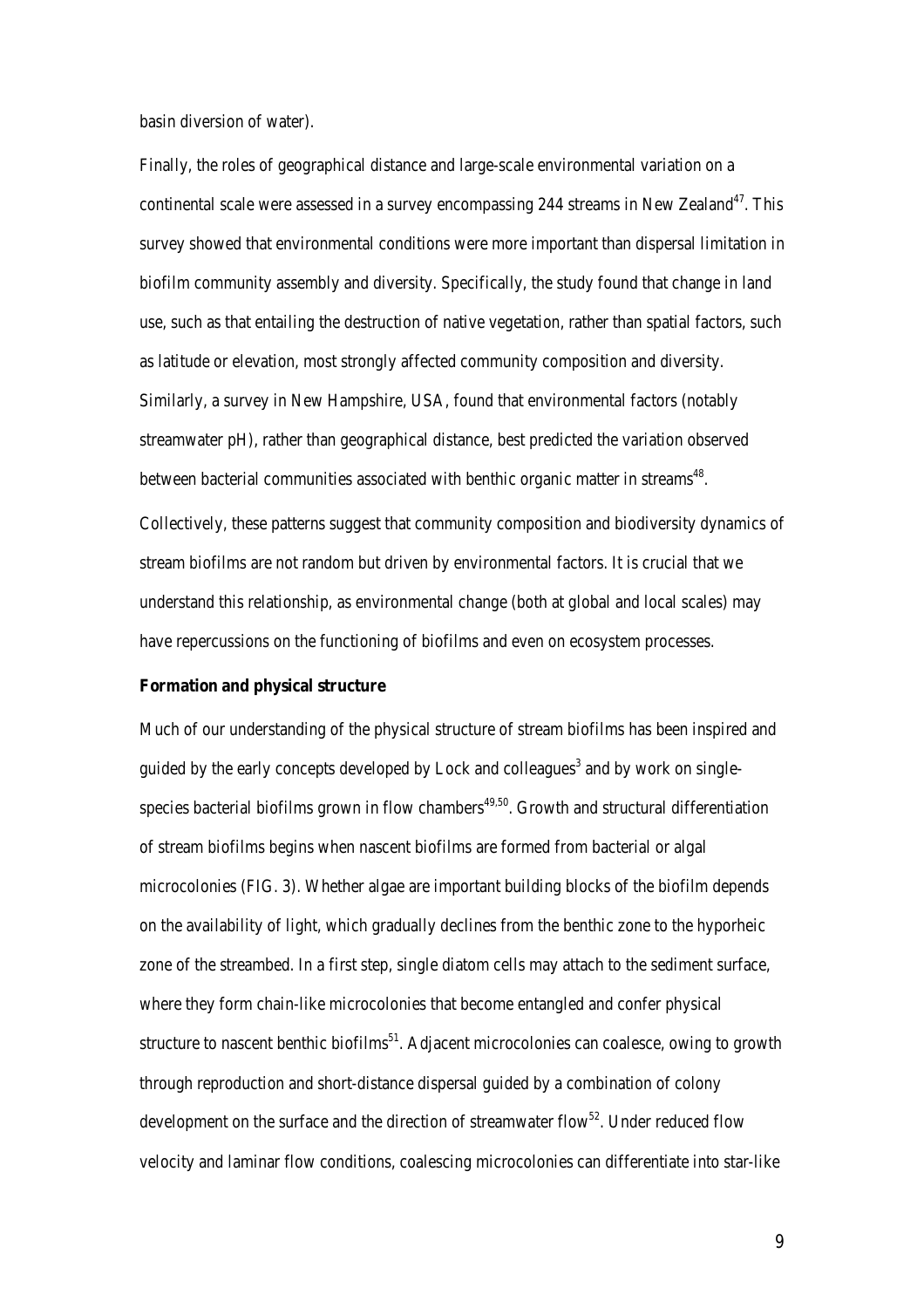basin diversion of water).

Finally, the roles of geographical distance and large-scale environmental variation on a continental scale were assessed in a survey encompassing 244 streams in New Zealand[47]. This survey showed that environmental conditions were more important than dispersal limitation in biofilm community assembly and diversity. Specifically, the study found that change in land use, such as that entailing the destruction of native vegetation, rather than spatial factors, such as latitude or elevation, most strongly affected community composition and diversity. Similarly, a survey in New Hampshire, USA, found that environmental factors (notably streamwater pH), rather than geographical distance, best predicted the variation observed between bacterial communities associated with benthic organic matter in streams[48].

Collectively, these patterns suggest that community composition and biodiversity dynamics of stream biofilms are not random but driven by environmental factors. It is crucial that we understand this relationship, as environmental change (both at global and local scales) may have repercussions on the functioning of biofilms and even on ecosystem processes.

**Formation and physical structure**

Much of our understanding of the physical structure of stream biofilms has been inspired and guided by the early concepts developed by Lock and colleagues[3] and by work on single-species bacterial biofilms grown in flow chambers[49,50]. Growth and structural differentiation of stream biofilms begins when nascent biofilms are formed from bacterial or algal microcolonies (FIG. 3). Whether algae are important building blocks of the biofilm depends on the availability of light, which gradually declines from the benthic zone to the hyporheic zone of the streambed. In a first step, single diatom cells may attach to the sediment surface, where they form chain-like microcolonies that become entangled and confer physical structure to nascent benthic biofilms[51]. Adjacent microcolonies can coalesce, owing to growth through reproduction and short-distance dispersal guided by a combination of colony development on the surface and the direction of streamwater flow[52]. Under reduced flow velocity and laminar flow conditions, coalescing microcolonies can differentiate into star-like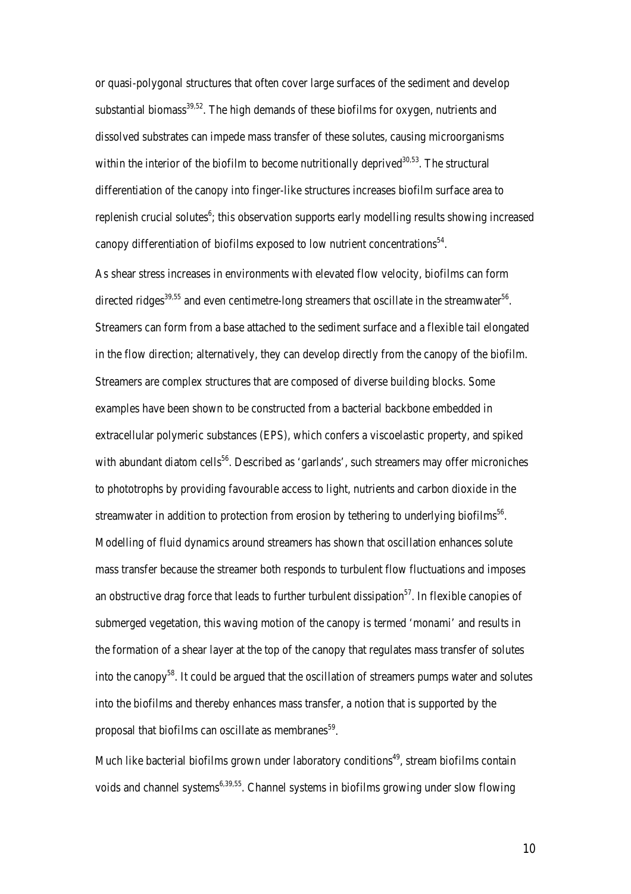or quasi-polygonal structures that often cover large surfaces of the sediment and develop substantial biomass[39,52]. The high demands of these biofilms for oxygen, nutrients and dissolved substrates can impede mass transfer of these solutes, causing microorganisms within the interior of the biofilm to become nutritionally deprived[30,53]. The structural differentiation of the canopy into finger-like structures increases biofilm surface area to replenish crucial solutes[6]; this observation supports early modelling results showing increased canopy differentiation of biofilms exposed to low nutrient concentrations[54].

As shear stress increases in environments with elevated flow velocity, biofilms can form directed ridges[39,55] and even centimetre-long streamers that oscillate in the streamwater[56]. Streamers can form from a base attached to the sediment surface and a flexible tail elongated in the flow direction; alternatively, they can develop directly from the canopy of the biofilm. Streamers are complex structures that are composed of diverse building blocks. Some examples have been shown to be constructed from a bacterial backbone embedded in extracellular polymeric substances (EPS), which confers a viscoelastic property, and spiked with abundant diatom cells[56]. Described as 'garlands', such streamers may offer microniches to phototrophs by providing favourable access to light, nutrients and carbon dioxide in the streamwater in addition to protection from erosion by tethering to underlying biofilms[56]. Modelling of fluid dynamics around streamers has shown that oscillation enhances solute mass transfer because the streamer both responds to turbulent flow fluctuations and imposes an obstructive drag force that leads to further turbulent dissipation[57]. In flexible canopies of submerged vegetation, this waving motion of the canopy is termed 'monami' and results in the formation of a shear layer at the top of the canopy that regulates mass transfer of solutes into the canopy[58]. It could be argued that the oscillation of streamers pumps water and solutes into the biofilms and thereby enhances mass transfer, a notion that is supported by the proposal that biofilms can oscillate as membranes[59].

Much like bacterial biofilms grown under laboratory conditions[49], stream biofilms contain voids and channel systems[6,39,55]. Channel systems in biofilms growing under slow flowing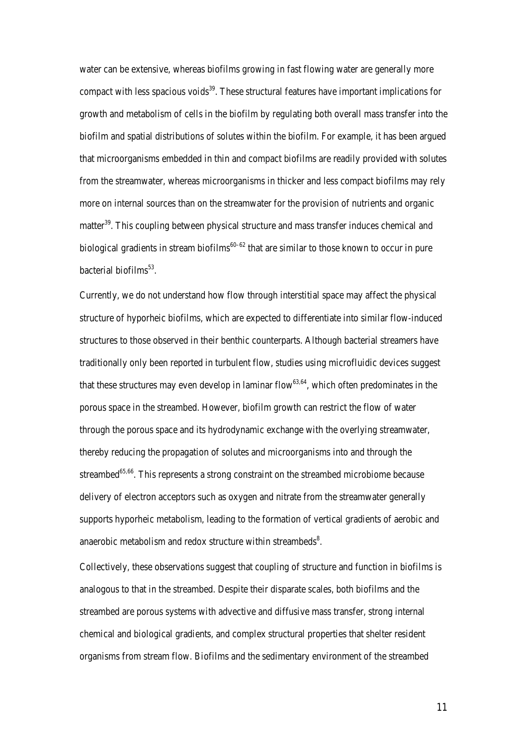water can be extensive, whereas biofilms growing in fast flowing water are generally more compact with less spacious voids[39]. These structural features have important implications for growth and metabolism of cells in the biofilm by regulating both overall mass transfer into the biofilm and spatial distributions of solutes within the biofilm. For example, it has been argued that microorganisms embedded in thin and compact biofilms are readily provided with solutes from the streamwater, whereas microorganisms in thicker and less compact biofilms may rely more on internal sources than on the streamwater for the provision of nutrients and organic matter[39]. This coupling between physical structure and mass transfer induces chemical and biological gradients in stream biofilms[60–62] that are similar to those known to occur in pure bacterial biofilms[53].

Currently, we do not understand how flow through interstitial space may affect the physical structure of hyporheic biofilms, which are expected to differentiate into similar flow-induced structures to those observed in their benthic counterparts. Although bacterial streamers have traditionally only been reported in turbulent flow, studies using microfluidic devices suggest that these structures may even develop in laminar flow[63,64], which often predominates in the porous space in the streambed. However, biofilm growth can restrict the flow of water through the porous space and its hydrodynamic exchange with the overlying streamwater, thereby reducing the propagation of solutes and microorganisms into and through the streambed[65,66]. This represents a strong constraint on the streambed microbiome because delivery of electron acceptors such as oxygen and nitrate from the streamwater generally supports hyporheic metabolism, leading to the formation of vertical gradients of aerobic and anaerobic metabolism and redox structure within streambeds[8].

Collectively, these observations suggest that coupling of structure and function in biofilms is analogous to that in the streambed. Despite their disparate scales, both biofilms and the streambed are porous systems with advective and diffusive mass transfer, strong internal chemical and biological gradients, and complex structural properties that shelter resident organisms from stream flow. Biofilms and the sedimentary environment of the streambed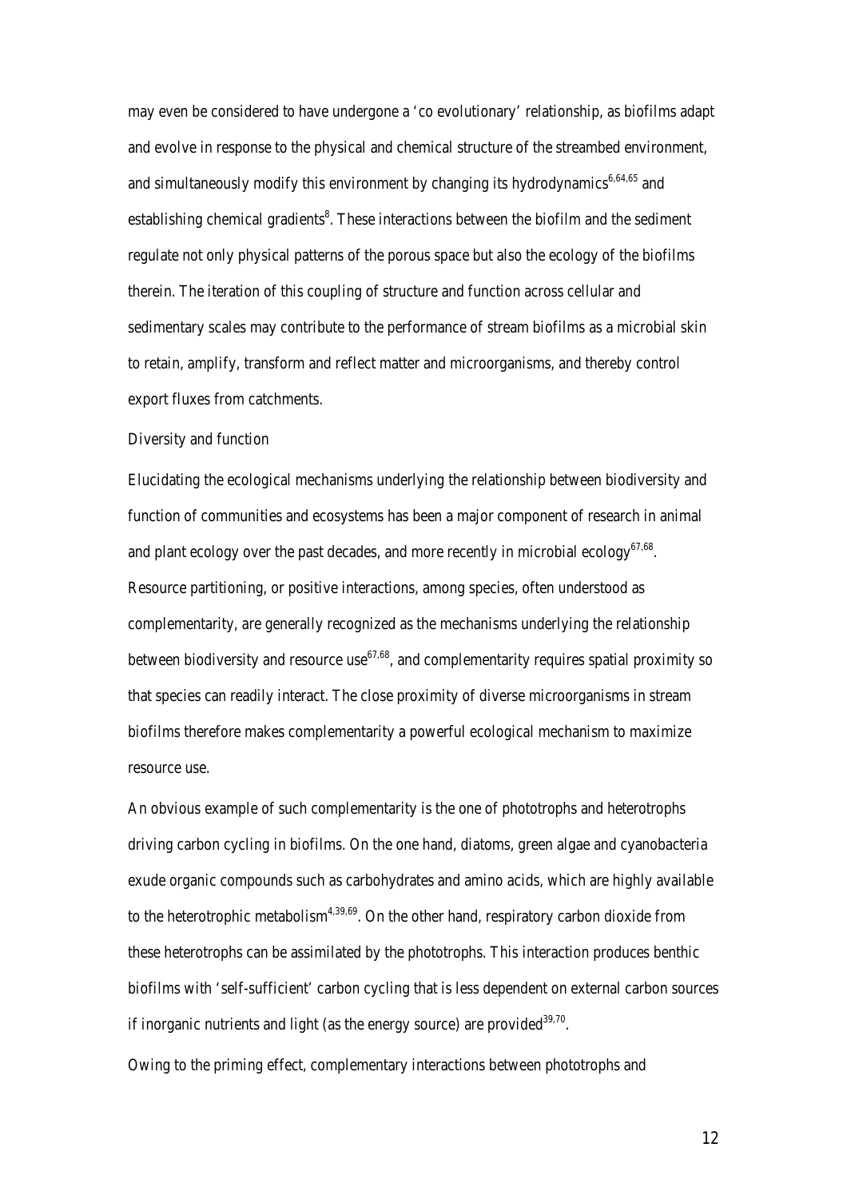may even be considered to have undergone a 'co evolutionary' relationship, as biofilms adapt and evolve in response to the physical and chemical structure of the streambed environment, and simultaneously modify this environment by changing its hydrodynamics[6,64,65] and establishing chemical gradients[8]. These interactions between the biofilm and the sediment regulate not only physical patterns of the porous space but also the ecology of the biofilms therein. The iteration of this coupling of structure and function across cellular and sedimentary scales may contribute to the performance of stream biofilms as a microbial skin to retain, amplify, transform and reflect matter and microorganisms, and thereby control export fluxes from catchments.

*Diversity and function*

Elucidating the ecological mechanisms underlying the relationship between biodiversity and function of communities and ecosystems has been a major component of research in animal and plant ecology over the past decades, and more recently in microbial ecology[67,68]. Resource partitioning, or positive interactions, among species, often understood as complementarity, are generally recognized as the mechanisms underlying the relationship between biodiversity and resource use[67,68], and complementarity requires spatial proximity so that species can readily interact. The close proximity of diverse microorganisms in stream biofilms therefore makes complementarity a powerful ecological mechanism to maximize resource use.

An obvious example of such complementarity is the one of phototrophs and heterotrophs driving carbon cycling in biofilms. On the one hand, diatoms, green algae and cyanobacteria exude organic compounds such as carbohydrates and amino acids, which are highly available to the heterotrophic metabolism[4,39,69]. On the other hand, respiratory carbon dioxide from these heterotrophs can be assimilated by the phototrophs. This interaction produces benthic biofilms with 'self-sufficient' carbon cycling that is less dependent on external carbon sources if inorganic nutrients and light (as the energy source) are provided[39,70].

Owing to the priming effect, complementary interactions between phototrophs and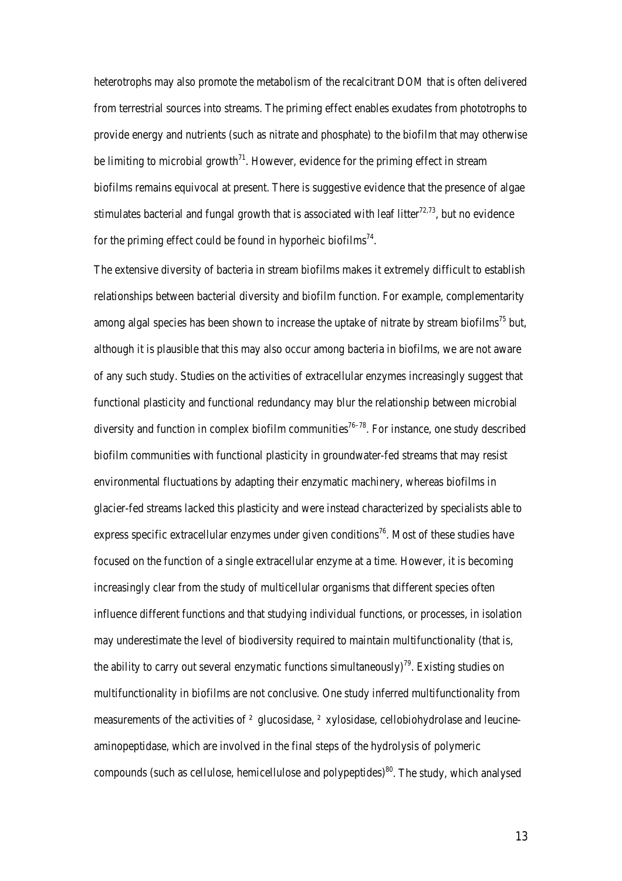heterotrophs may also promote the metabolism of the recalcitrant DOM that is often delivered from terrestrial sources into streams. The priming effect enables exudates from phototrophs to provide energy and nutrients (such as nitrate and phosphate) to the biofilm that may otherwise be limiting to microbial growth[71]. However, evidence for the priming effect in stream biofilms remains equivocal at present. There is suggestive evidence that the presence of algae stimulates bacterial and fungal growth that is associated with leaf litter[72,73], but no evidence for the priming effect could be found in hyporheic biofilms[74].

The extensive diversity of bacteria in stream biofilms makes it extremely difficult to establish relationships between bacterial diversity and biofilm function. For example, complementarity among algal species has been shown to increase the uptake of nitrate by stream biofilms[75] but, although it is plausible that this may also occur among bacteria in biofilms, we are not aware of any such study. Studies on the activities of extracellular enzymes increasingly suggest that functional plasticity and functional redundancy may blur the relationship between microbial diversity and function in complex biofilm communities[76–78]. For instance, one study described biofilm communities with functional plasticity in groundwater-fed streams that may resist environmental fluctuations by adapting their enzymatic machinery, whereas biofilms in glacier-fed streams lacked this plasticity and were instead characterized by specialists able to express specific extracellular enzymes under given conditions[76]. Most of these studies have focused on the function of a single extracellular enzyme at a time. However, it is becoming increasingly clear from the study of multicellular organisms that different species often influence different functions and that studying individual functions, or processes, in isolation may underestimate the level of biodiversity required to maintain multifunctionality (that is, the ability to carry out several enzymatic functions simultaneously)[79]. Existing studies on multifunctionality in biofilms are not conclusive. One study inferred multifunctionality from measurements of the activities of ² glucosidase, ² xylosidase, cellobiohydrolase and leucine-aminopeptidase, which are involved in the final steps of the hydrolysis of polymeric compounds (such as cellulose, hemicellulose and polypeptides)[80]. The study, which analysed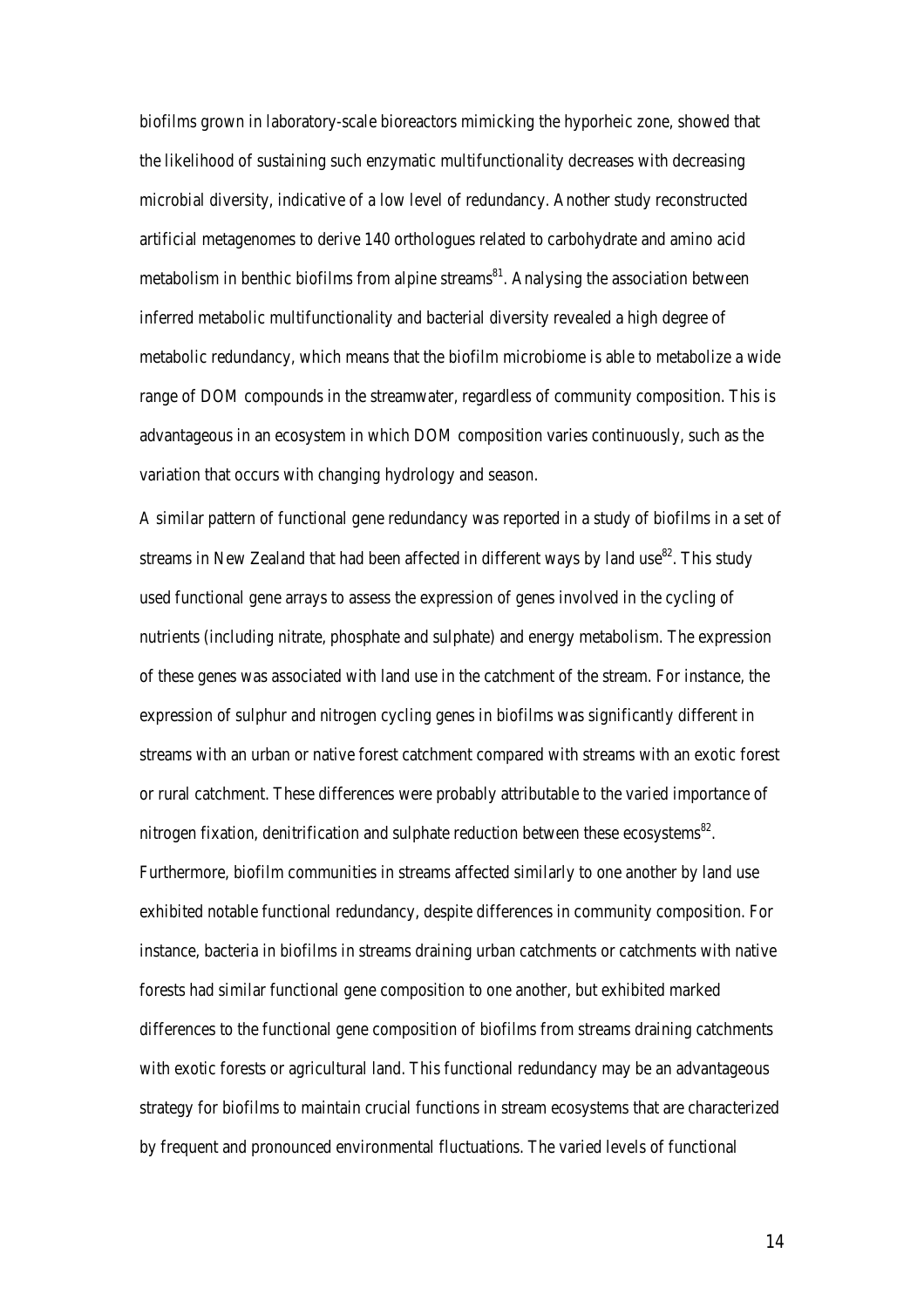biofilms grown in laboratory-scale bioreactors mimicking the hyporheic zone, showed that the likelihood of sustaining such enzymatic multifunctionality decreases with decreasing microbial diversity, indicative of a low level of redundancy. Another study reconstructed artificial metagenomes to derive 140 orthologues related to carbohydrate and amino acid metabolism in benthic biofilms from alpine streams[81]. Analysing the association between inferred metabolic multifunctionality and bacterial diversity revealed a high degree of metabolic redundancy, which means that the biofilm microbiome is able to metabolize a wide range of DOM compounds in the streamwater, regardless of community composition. This is advantageous in an ecosystem in which DOM composition varies continuously, such as the variation that occurs with changing hydrology and season.

A similar pattern of functional gene redundancy was reported in a study of biofilms in a set of streams in New Zealand that had been affected in different ways by land use[82]. This study used functional gene arrays to assess the expression of genes involved in the cycling of nutrients (including nitrate, phosphate and sulphate) and energy metabolism. The expression of these genes was associated with land use in the catchment of the stream. For instance, the expression of sulphur and nitrogen cycling genes in biofilms was significantly different in streams with an urban or native forest catchment compared with streams with an exotic forest or rural catchment. These differences were probably attributable to the varied importance of nitrogen fixation, denitrification and sulphate reduction between these ecosystems[82]. Furthermore, biofilm communities in streams affected similarly to one another by land use exhibited notable functional redundancy, despite differences in community composition. For instance, bacteria in biofilms in streams draining urban catchments or catchments with native forests had similar functional gene composition to one another, but exhibited marked differences to the functional gene composition of biofilms from streams draining catchments with exotic forests or agricultural land. This functional redundancy may be an advantageous strategy for biofilms to maintain crucial functions in stream ecosystems that are characterized by frequent and pronounced environmental fluctuations. The varied levels of functional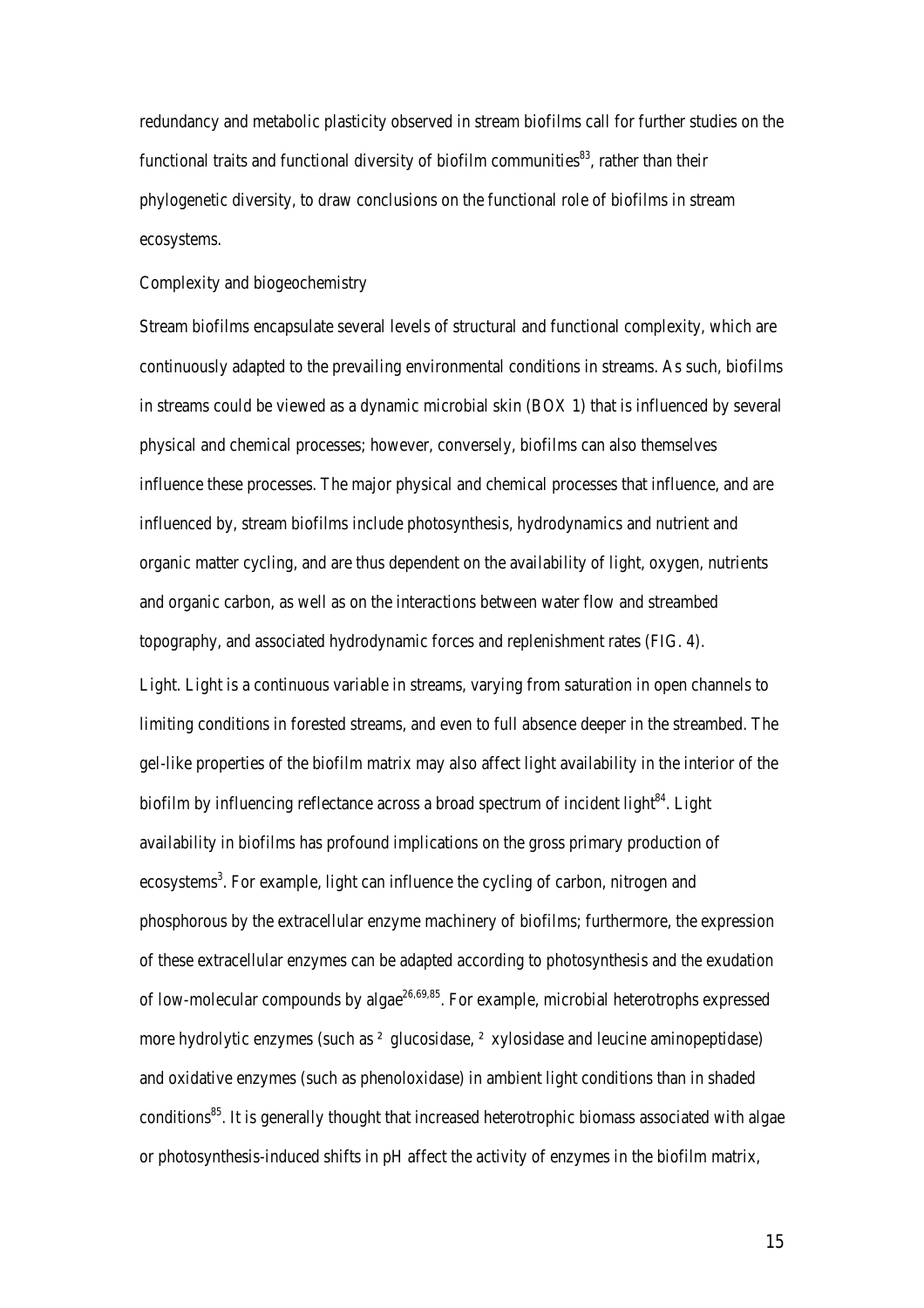redundancy and metabolic plasticity observed in stream biofilms call for further studies on the functional traits and functional diversity of biofilm communities[83], rather than their phylogenetic diversity, to draw conclusions on the functional role of biofilms in stream ecosystems.

## Complexity and biogeochemistry

Stream biofilms encapsulate several levels of structural and functional complexity, which are continuously adapted to the prevailing environmental conditions in streams. As such, biofilms in streams could be viewed as a dynamic microbial skin (BOX 1) that is influenced by several physical and chemical processes; however, conversely, biofilms can also themselves influence these processes. The major physical and chemical processes that influence, and are influenced by, stream biofilms include photosynthesis, hydrodynamics and nutrient and organic matter cycling, and are thus dependent on the availability of light, oxygen, nutrients and organic carbon, as well as on the interactions between water flow and streambed topography, and associated hydrodynamic forces and replenishment rates (FIG. 4).

*Light.* Light is a continuous variable in streams, varying from saturation in open channels to limiting conditions in forested streams, and even to full absence deeper in the streambed. The gel-like properties of the biofilm matrix may also affect light availability in the interior of the biofilm by influencing reflectance across a broad spectrum of incident light[84]. Light availability in biofilms has profound implications on the gross primary production of ecosystems[3]. For example, light can influence the cycling of carbon, nitrogen and phosphorous by the extracellular enzyme machinery of biofilms; furthermore, the expression of these extracellular enzymes can be adapted according to photosynthesis and the exudation of low-molecular compounds by algae[26,69,85]. For example, microbial heterotrophs expressed more hydrolytic enzymes (such as β glucosidase, β xylosidase and leucine aminopeptidase) and oxidative enzymes (such as phenoloxidase) in ambient light conditions than in shaded conditions[85]. It is generally thought that increased heterotrophic biomass associated with algae or photosynthesis-induced shifts in pH affect the activity of enzymes in the biofilm matrix,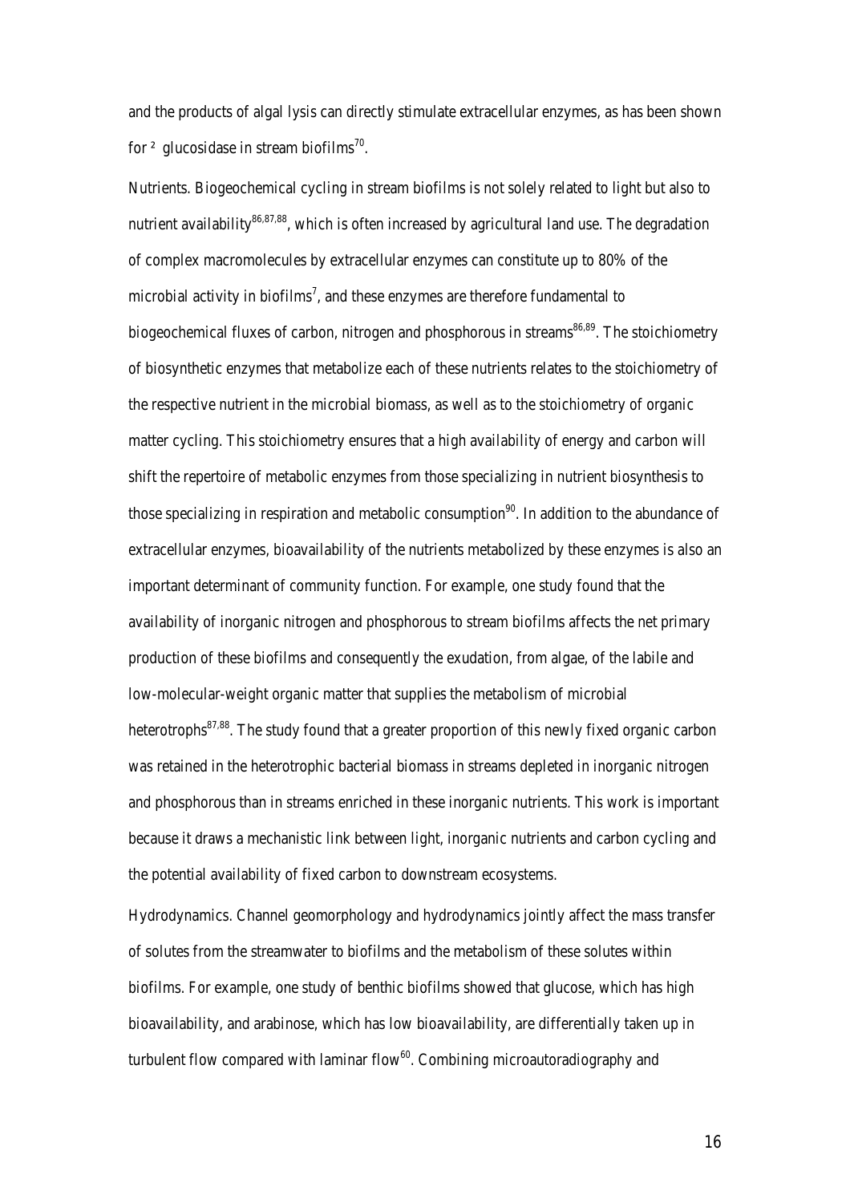and the products of algal lysis can directly stimulate extracellular enzymes, as has been shown for ² glucosidase in stream biofilms[70].

Nutrients. Biogeochemical cycling in stream biofilms is not solely related to light but also to nutrient availability[86,87,88], which is often increased by agricultural land use. The degradation of complex macromolecules by extracellular enzymes can constitute up to 80% of the microbial activity in biofilms[7], and these enzymes are therefore fundamental to biogeochemical fluxes of carbon, nitrogen and phosphorous in streams[86,89]. The stoichiometry of biosynthetic enzymes that metabolize each of these nutrients relates to the stoichiometry of the respective nutrient in the microbial biomass, as well as to the stoichiometry of organic matter cycling. This stoichiometry ensures that a high availability of energy and carbon will shift the repertoire of metabolic enzymes from those specializing in nutrient biosynthesis to those specializing in respiration and metabolic consumption[90]. In addition to the abundance of extracellular enzymes, bioavailability of the nutrients metabolized by these enzymes is also an important determinant of community function. For example, one study found that the availability of inorganic nitrogen and phosphorous to stream biofilms affects the net primary production of these biofilms and consequently the exudation, from algae, of the labile and low-molecular-weight organic matter that supplies the metabolism of microbial heterotrophs[87,88]. The study found that a greater proportion of this newly fixed organic carbon was retained in the heterotrophic bacterial biomass in streams depleted in inorganic nitrogen and phosphorous than in streams enriched in these inorganic nutrients. This work is important because it draws a mechanistic link between light, inorganic nutrients and carbon cycling and the potential availability of fixed carbon to downstream ecosystems.

Hydrodynamics. Channel geomorphology and hydrodynamics jointly affect the mass transfer of solutes from the streamwater to biofilms and the metabolism of these solutes within biofilms. For example, one study of benthic biofilms showed that glucose, which has high bioavailability, and arabinose, which has low bioavailability, are differentially taken up in turbulent flow compared with laminar flow[60]. Combining microautoradiography and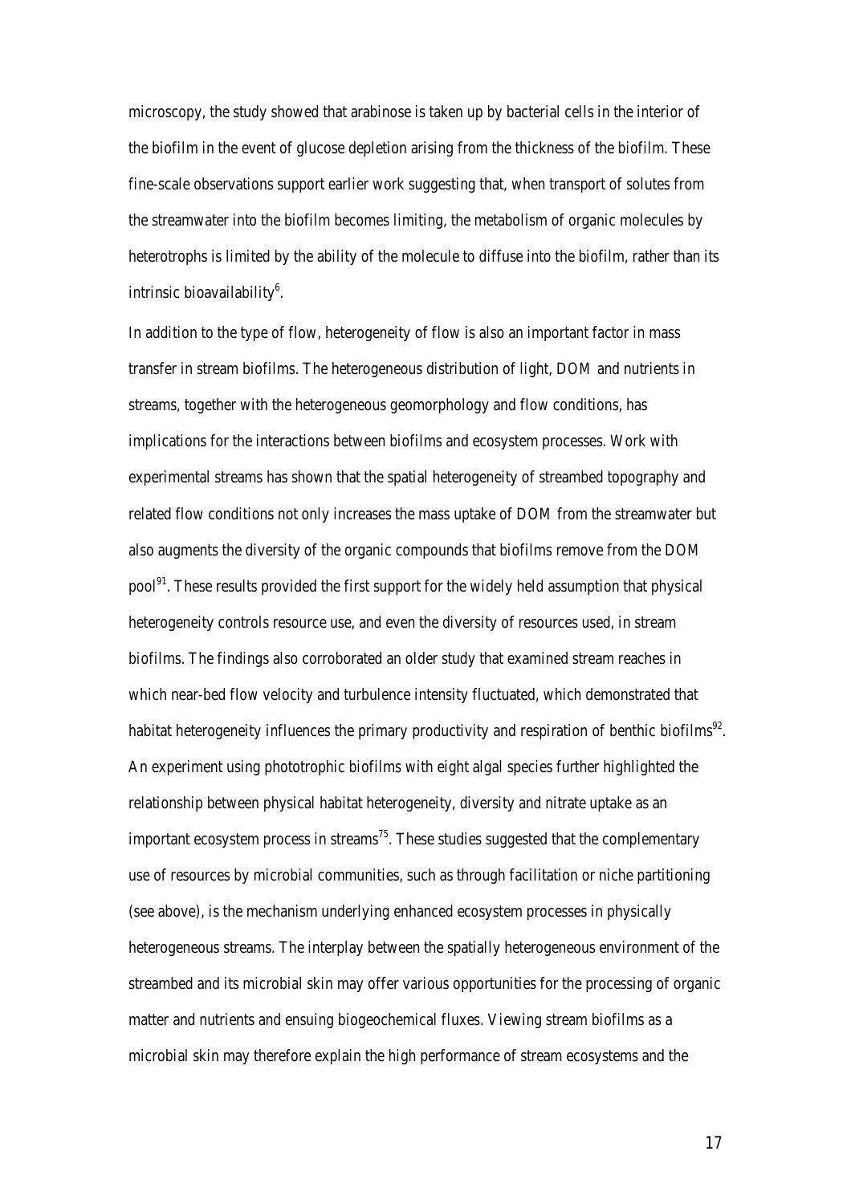microscopy, the study showed that arabinose is taken up by bacterial cells in the interior of the biofilm in the event of glucose depletion arising from the thickness of the biofilm. These fine-scale observations support earlier work suggesting that, when transport of solutes from the streamwater into the biofilm becomes limiting, the metabolism of organic molecules by heterotrophs is limited by the ability of the molecule to diffuse into the biofilm, rather than its intrinsic bioavailability[6].

In addition to the type of flow, heterogeneity of flow is also an important factor in mass transfer in stream biofilms. The heterogeneous distribution of light, DOM and nutrients in streams, together with the heterogeneous geomorphology and flow conditions, has implications for the interactions between biofilms and ecosystem processes. Work with experimental streams has shown that the spatial heterogeneity of streambed topography and related flow conditions not only increases the mass uptake of DOM from the streamwater but also augments the diversity of the organic compounds that biofilms remove from the DOM pool[91]. These results provided the first support for the widely held assumption that physical heterogeneity controls resource use, and even the diversity of resources used, in stream biofilms. The findings also corroborated an older study that examined stream reaches in which near-bed flow velocity and turbulence intensity fluctuated, which demonstrated that habitat heterogeneity influences the primary productivity and respiration of benthic biofilms[92]. An experiment using phototrophic biofilms with eight algal species further highlighted the relationship between physical habitat heterogeneity, diversity and nitrate uptake as an important ecosystem process in streams[75]. These studies suggested that the complementary use of resources by microbial communities, such as through facilitation or niche partitioning (see above), is the mechanism underlying enhanced ecosystem processes in physically heterogeneous streams. The interplay between the spatially heterogeneous environment of the streambed and its microbial skin may offer various opportunities for the processing of organic matter and nutrients and ensuing biogeochemical fluxes. Viewing stream biofilms as a microbial skin may therefore explain the high performance of stream ecosystems and the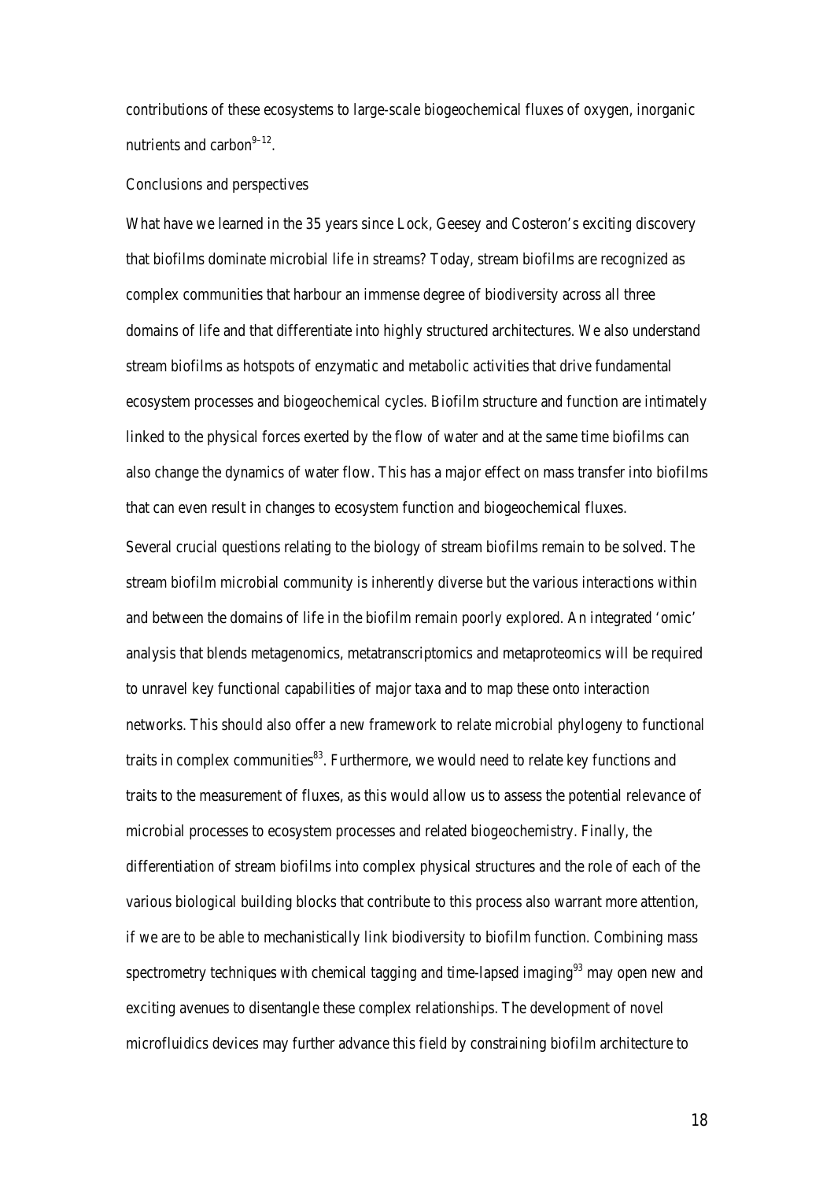contributions of these ecosystems to large-scale biogeochemical fluxes of oxygen, inorganic nutrients and carbon[9–12].

## Conclusions and perspectives

What have we learned in the 35 years since Lock, Geesey and Costeron's exciting discovery that biofilms dominate microbial life in streams? Today, stream biofilms are recognized as complex communities that harbour an immense degree of biodiversity across all three domains of life and that differentiate into highly structured architectures. We also understand stream biofilms as hotspots of enzymatic and metabolic activities that drive fundamental ecosystem processes and biogeochemical cycles. Biofilm structure and function are intimately linked to the physical forces exerted by the flow of water and at the same time biofilms can also change the dynamics of water flow. This has a major effect on mass transfer into biofilms that can even result in changes to ecosystem function and biogeochemical fluxes.

Several crucial questions relating to the biology of stream biofilms remain to be solved. The stream biofilm microbial community is inherently diverse but the various interactions within and between the domains of life in the biofilm remain poorly explored. An integrated 'omic' analysis that blends metagenomics, metatranscriptomics and metaproteomics will be required to unravel key functional capabilities of major taxa and to map these onto interaction networks. This should also offer a new framework to relate microbial phylogeny to functional traits in complex communities[83]. Furthermore, we would need to relate key functions and traits to the measurement of fluxes, as this would allow us to assess the potential relevance of microbial processes to ecosystem processes and related biogeochemistry. Finally, the differentiation of stream biofilms into complex physical structures and the role of each of the various biological building blocks that contribute to this process also warrant more attention, if we are to be able to mechanistically link biodiversity to biofilm function. Combining mass spectrometry techniques with chemical tagging and time-lapsed imaging[93] may open new and exciting avenues to disentangle these complex relationships. The development of novel microfluidics devices may further advance this field by constraining biofilm architecture to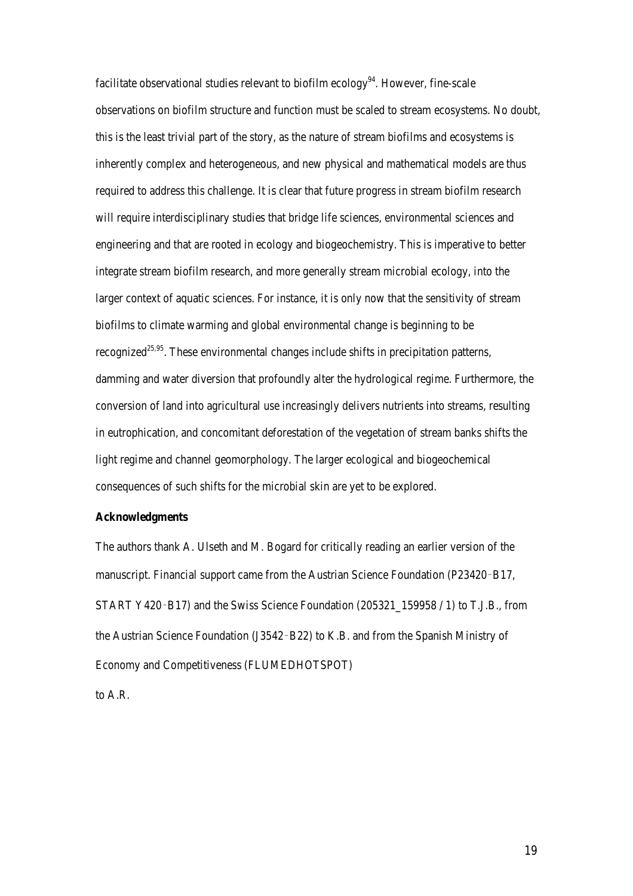facilitate observational studies relevant to biofilm ecology[94]. However, fine-scale observations on biofilm structure and function must be scaled to stream ecosystems. No doubt, this is the least trivial part of the story, as the nature of stream biofilms and ecosystems is inherently complex and heterogeneous, and new physical and mathematical models are thus required to address this challenge. It is clear that future progress in stream biofilm research will require interdisciplinary studies that bridge life sciences, environmental sciences and engineering and that are rooted in ecology and biogeochemistry. This is imperative to better integrate stream biofilm research, and more generally stream microbial ecology, into the larger context of aquatic sciences. For instance, it is only now that the sensitivity of stream biofilms to climate warming and global environmental change is beginning to be recognized[25,95]. These environmental changes include shifts in precipitation patterns, damming and water diversion that profoundly alter the hydrological regime. Furthermore, the conversion of land into agricultural use increasingly delivers nutrients into streams, resulting in eutrophication, and concomitant deforestation of the vegetation of stream banks shifts the light regime and channel geomorphology. The larger ecological and biogeochemical consequences of such shifts for the microbial skin are yet to be explored.

**Acknowledgments**

The authors thank A. Ulseth and M. Bogard for critically reading an earlier version of the manuscript. Financial support came from the Austrian Science Foundation (P23420‐B17, START Y420‐B17) and the Swiss Science Foundation (205321_159958 / 1) to T.J.B., from the Austrian Science Foundation (J3542‐B22) to K.B. and from the Spanish Ministry of Economy and Competitiveness (FLUMEDHOTSPOT)

to A.R.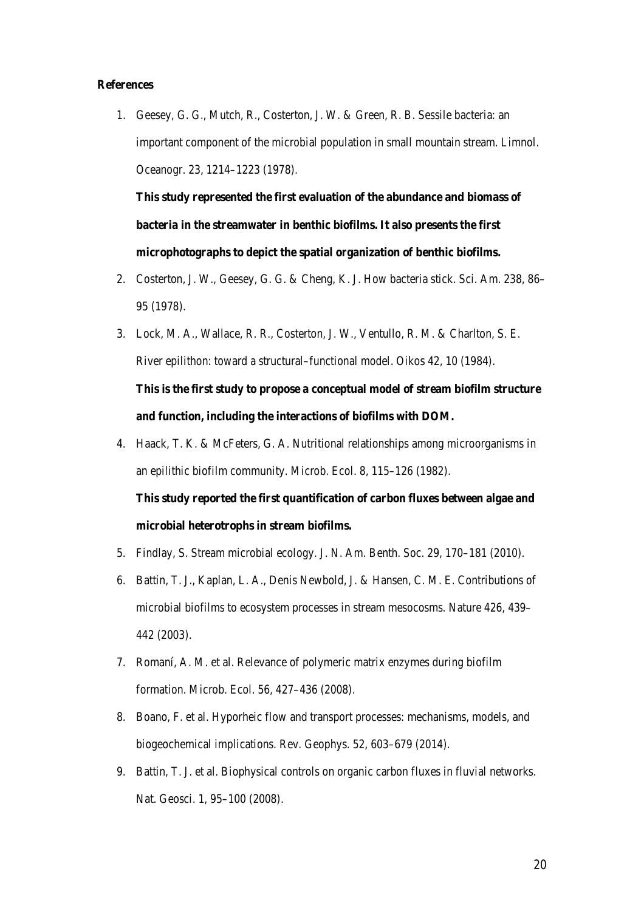**References**

1. Geesey, G. G., Mutch, R., Costerton, J. W. & Green, R. B. Sessile bacteria: an important component of the microbial population in small mountain stream. Limnol. Oceanogr. 23, 1214–1223 (1978).

   **This study represented the first evaluation of the abundance and biomass of bacteria in the streamwater in benthic biofilms. It also presents the first microphotographs to depict the spatial organization of benthic biofilms.**

2. Costerton, J. W., Geesey, G. G. & Cheng, K. J. How bacteria stick. Sci. Am. 238, 86–95 (1978).
3. Lock, M. A., Wallace, R. R., Costerton, J. W., Ventullo, R. M. & Charlton, S. E. River epilithon: toward a structural–functional model. Oikos 42, 10 (1984).

   **This is the first study to propose a conceptual model of stream biofilm structure and function, including the interactions of biofilms with DOM.**

4. Haack, T. K. & McFeters, G. A. Nutritional relationships among microorganisms in an epilithic biofilm community. Microb. Ecol. 8, 115–126 (1982).

   **This study reported the first quantification of carbon fluxes between algae and microbial heterotrophs in stream biofilms.**

5. Findlay, S. Stream microbial ecology. J. N. Am. Benth. Soc. 29, 170–181 (2010).
6. Battin, T. J., Kaplan, L. A., Denis Newbold, J. & Hansen, C. M. E. Contributions of microbial biofilms to ecosystem processes in stream mesocosms. Nature 426, 439–442 (2003).
7. Romaní, A. M. et al. Relevance of polymeric matrix enzymes during biofilm formation. Microb. Ecol. 56, 427–436 (2008).
8. Boano, F. et al. Hyporheic flow and transport processes: mechanisms, models, and biogeochemical implications. Rev. Geophys. 52, 603–679 (2014).
9. Battin, T. J. et al. Biophysical controls on organic carbon fluxes in fluvial networks. Nat. Geosci. 1, 95–100 (2008).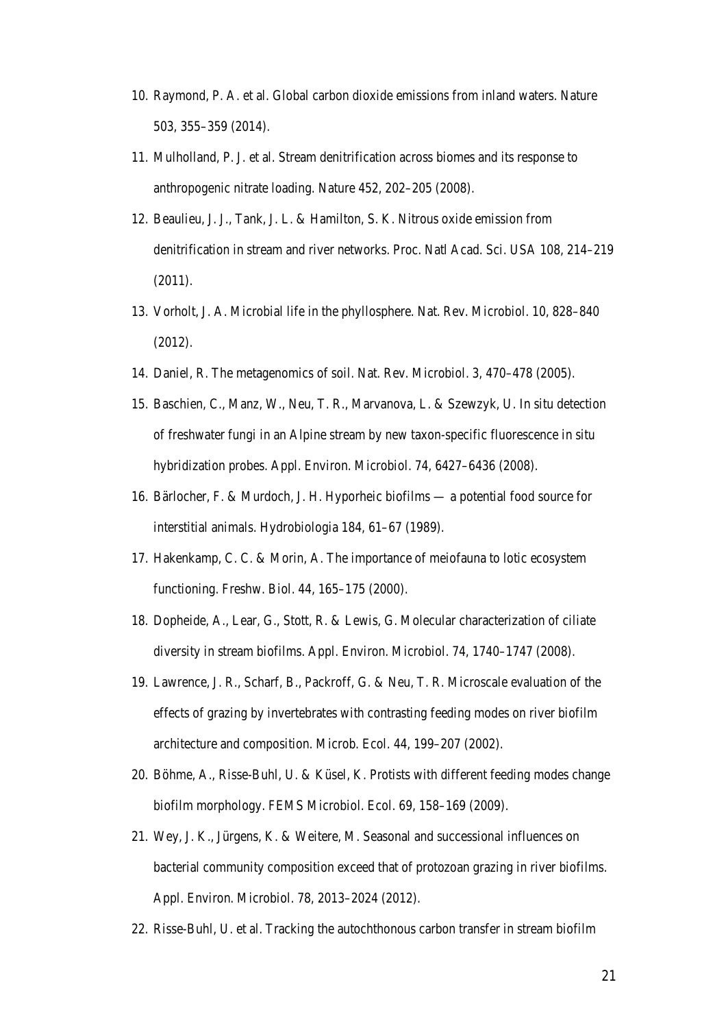10. Raymond, P. A. et al. Global carbon dioxide emissions from inland waters. Nature 503, 355–359 (2014).
11. Mulholland, P. J. et al. Stream denitrification across biomes and its response to anthropogenic nitrate loading. Nature 452, 202–205 (2008).
12. Beaulieu, J. J., Tank, J. L. & Hamilton, S. K. Nitrous oxide emission from denitrification in stream and river networks. Proc. Natl Acad. Sci. USA 108, 214–219 (2011).
13. Vorholt, J. A. Microbial life in the phyllosphere. Nat. Rev. Microbiol. 10, 828–840 (2012).
14. Daniel, R. The metagenomics of soil. Nat. Rev. Microbiol. 3, 470–478 (2005).
15. Baschien, C., Manz, W., Neu, T. R., Marvanova, L. & Szewzyk, U. In situ detection of freshwater fungi in an Alpine stream by new taxon-specific fluorescence in situ hybridization probes. Appl. Environ. Microbiol. 74, 6427–6436 (2008).
16. Bärlocher, F. & Murdoch, J. H. Hyporheic biofilms — a potential food source for interstitial animals. Hydrobiologia 184, 61–67 (1989).
17. Hakenkamp, C. C. & Morin, A. The importance of meiofauna to lotic ecosystem functioning. Freshw. Biol. 44, 165–175 (2000).
18. Dopheide, A., Lear, G., Stott, R. & Lewis, G. Molecular characterization of ciliate diversity in stream biofilms. Appl. Environ. Microbiol. 74, 1740–1747 (2008).
19. Lawrence, J. R., Scharf, B., Packroff, G. & Neu, T. R. Microscale evaluation of the effects of grazing by invertebrates with contrasting feeding modes on river biofilm architecture and composition. Microb. Ecol. 44, 199–207 (2002).
20. Böhme, A., Risse-Buhl, U. & Küsel, K. Protists with different feeding modes change biofilm morphology. FEMS Microbiol. Ecol. 69, 158–169 (2009).
21. Wey, J. K., Jürgens, K. & Weitere, M. Seasonal and successional influences on bacterial community composition exceed that of protozoan grazing in river biofilms. Appl. Environ. Microbiol. 78, 2013–2024 (2012).
22. Risse-Buhl, U. et al. Tracking the autochthonous carbon transfer in stream biofilm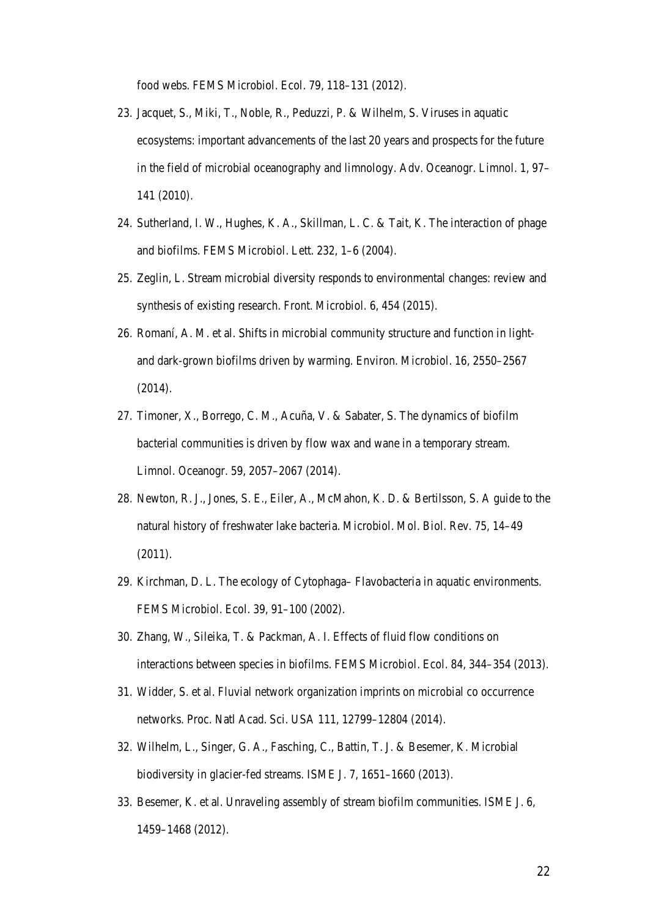food webs. FEMS Microbiol. Ecol. 79, 118–131 (2012).

23. Jacquet, S., Miki, T., Noble, R., Peduzzi, P. & Wilhelm, S. Viruses in aquatic ecosystems: important advancements of the last 20 years and prospects for the future in the field of microbial oceanography and limnology. Adv. Oceanogr. Limnol. 1, 97–141 (2010).
24. Sutherland, I. W., Hughes, K. A., Skillman, L. C. & Tait, K. The interaction of phage and biofilms. FEMS Microbiol. Lett. 232, 1–6 (2004).
25. Zeglin, L. Stream microbial diversity responds to environmental changes: review and synthesis of existing research. Front. Microbiol. 6, 454 (2015).
26. Romaní, A. M. et al. Shifts in microbial community structure and function in light- and dark-grown biofilms driven by warming. Environ. Microbiol. 16, 2550–2567 (2014).
27. Timoner, X., Borrego, C. M., Acuña, V. & Sabater, S. The dynamics of biofilm bacterial communities is driven by flow wax and wane in a temporary stream. Limnol. Oceanogr. 59, 2057–2067 (2014).
28. Newton, R. J., Jones, S. E., Eiler, A., McMahon, K. D. & Bertilsson, S. A guide to the natural history of freshwater lake bacteria. Microbiol. Mol. Biol. Rev. 75, 14–49 (2011).
29. Kirchman, D. L. The ecology of Cytophaga– Flavobacteria in aquatic environments. FEMS Microbiol. Ecol. 39, 91–100 (2002).
30. Zhang, W., Sileika, T. & Packman, A. I. Effects of fluid flow conditions on interactions between species in biofilms. FEMS Microbiol. Ecol. 84, 344–354 (2013).
31. Widder, S. et al. Fluvial network organization imprints on microbial co occurrence networks. Proc. Natl Acad. Sci. USA 111, 12799–12804 (2014).
32. Wilhelm, L., Singer, G. A., Fasching, C., Battin, T. J. & Besemer, K. Microbial biodiversity in glacier-fed streams. ISME J. 7, 1651–1660 (2013).
33. Besemer, K. et al. Unraveling assembly of stream biofilm communities. ISME J. 6, 1459–1468 (2012).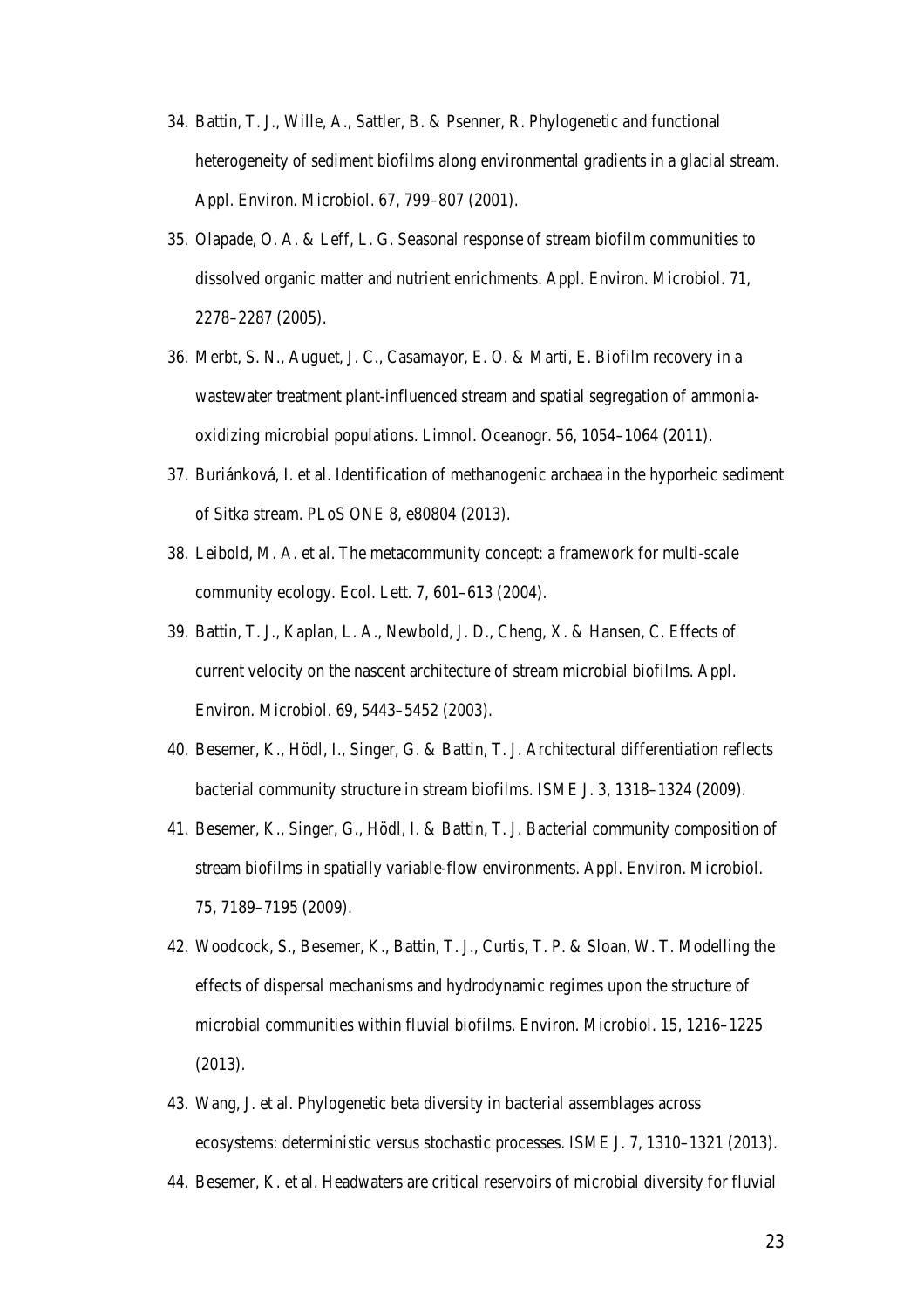34. Battin, T. J., Wille, A., Sattler, B. & Psenner, R. Phylogenetic and functional heterogeneity of sediment biofilms along environmental gradients in a glacial stream. Appl. Environ. Microbiol. 67, 799–807 (2001).
35. Olapade, O. A. & Leff, L. G. Seasonal response of stream biofilm communities to dissolved organic matter and nutrient enrichments. Appl. Environ. Microbiol. 71, 2278–2287 (2005).
36. Merbt, S. N., Auguet, J. C., Casamayor, E. O. & Marti, E. Biofilm recovery in a wastewater treatment plant-influenced stream and spatial segregation of ammonia-oxidizing microbial populations. Limnol. Oceanogr. 56, 1054–1064 (2011).
37. Buriánková, I. et al. Identification of methanogenic archaea in the hyporheic sediment of Sitka stream. PLoS ONE 8, e80804 (2013).
38. Leibold, M. A. et al. The metacommunity concept: a framework for multi-scale community ecology. Ecol. Lett. 7, 601–613 (2004).
39. Battin, T. J., Kaplan, L. A., Newbold, J. D., Cheng, X. & Hansen, C. Effects of current velocity on the nascent architecture of stream microbial biofilms. Appl. Environ. Microbiol. 69, 5443–5452 (2003).
40. Besemer, K., Hödl, I., Singer, G. & Battin, T. J. Architectural differentiation reflects bacterial community structure in stream biofilms. ISME J. 3, 1318–1324 (2009).
41. Besemer, K., Singer, G., Hödl, I. & Battin, T. J. Bacterial community composition of stream biofilms in spatially variable-flow environments. Appl. Environ. Microbiol. 75, 7189–7195 (2009).
42. Woodcock, S., Besemer, K., Battin, T. J., Curtis, T. P. & Sloan, W. T. Modelling the effects of dispersal mechanisms and hydrodynamic regimes upon the structure of microbial communities within fluvial biofilms. Environ. Microbiol. 15, 1216–1225 (2013).
43. Wang, J. et al. Phylogenetic beta diversity in bacterial assemblages across ecosystems: deterministic versus stochastic processes. ISME J. 7, 1310–1321 (2013).
44. Besemer, K. et al. Headwaters are critical reservoirs of microbial diversity for fluvial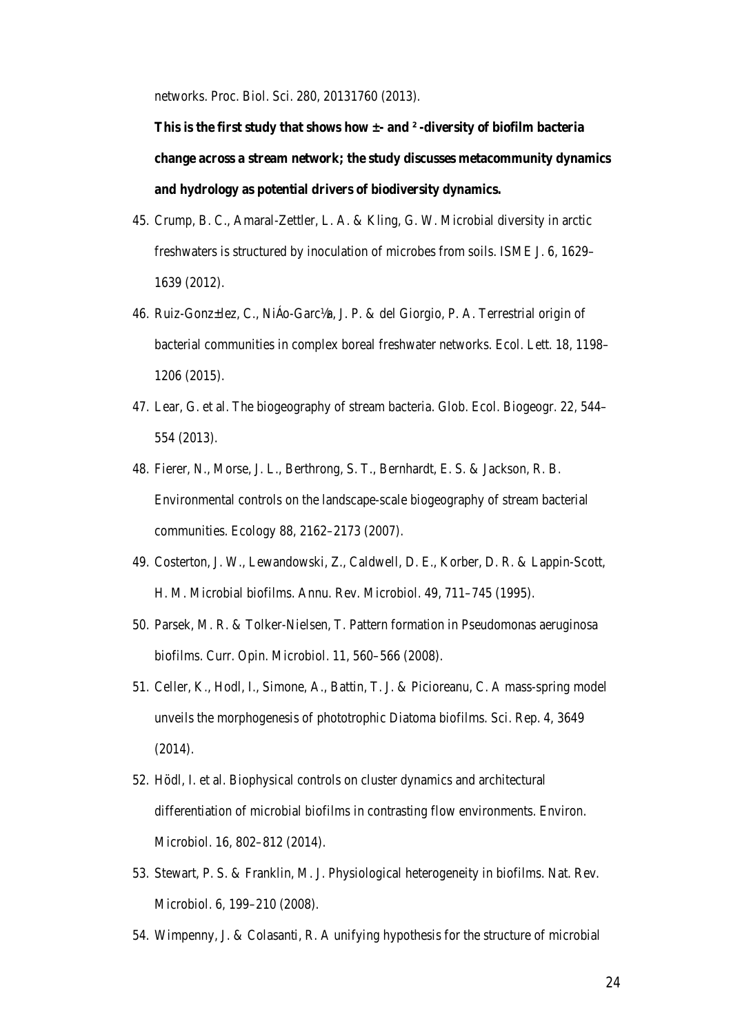networks. Proc. Biol. Sci. 280, 20131760 (2013).

**This is the first study that shows how ±- and ²-diversity of biofilm bacteria change across a stream network; the study discusses metacommunity dynamics and hydrology as potential drivers of biodiversity dynamics.**

45. Crump, B. C., Amaral-Zettler, L. A. & Kling, G. W. Microbial diversity in arctic freshwaters is structured by inoculation of microbes from soils. ISME J. 6, 1629–1639 (2012).
46. Ruiz-Gonz±lez, C., NiÁo-Garc½a, J. P. & del Giorgio, P. A. Terrestrial origin of bacterial communities in complex boreal freshwater networks. Ecol. Lett. 18, 1198–1206 (2015).
47. Lear, G. et al. The biogeography of stream bacteria. Glob. Ecol. Biogeogr. 22, 544–554 (2013).
48. Fierer, N., Morse, J. L., Berthrong, S. T., Bernhardt, E. S. & Jackson, R. B. Environmental controls on the landscape-scale biogeography of stream bacterial communities. Ecology 88, 2162–2173 (2007).
49. Costerton, J. W., Lewandowski, Z., Caldwell, D. E., Korber, D. R. & Lappin-Scott, H. M. Microbial biofilms. Annu. Rev. Microbiol. 49, 711–745 (1995).
50. Parsek, M. R. & Tolker-Nielsen, T. Pattern formation in Pseudomonas aeruginosa biofilms. Curr. Opin. Microbiol. 11, 560–566 (2008).
51. Celler, K., Hodl, I., Simone, A., Battin, T. J. & Picioreanu, C. A mass-spring model unveils the morphogenesis of phototrophic Diatoma biofilms. Sci. Rep. 4, 3649 (2014).
52. Hödl, I. et al. Biophysical controls on cluster dynamics and architectural differentiation of microbial biofilms in contrasting flow environments. Environ. Microbiol. 16, 802–812 (2014).
53. Stewart, P. S. & Franklin, M. J. Physiological heterogeneity in biofilms. Nat. Rev. Microbiol. 6, 199–210 (2008).
54. Wimpenny, J. & Colasanti, R. A unifying hypothesis for the structure of microbial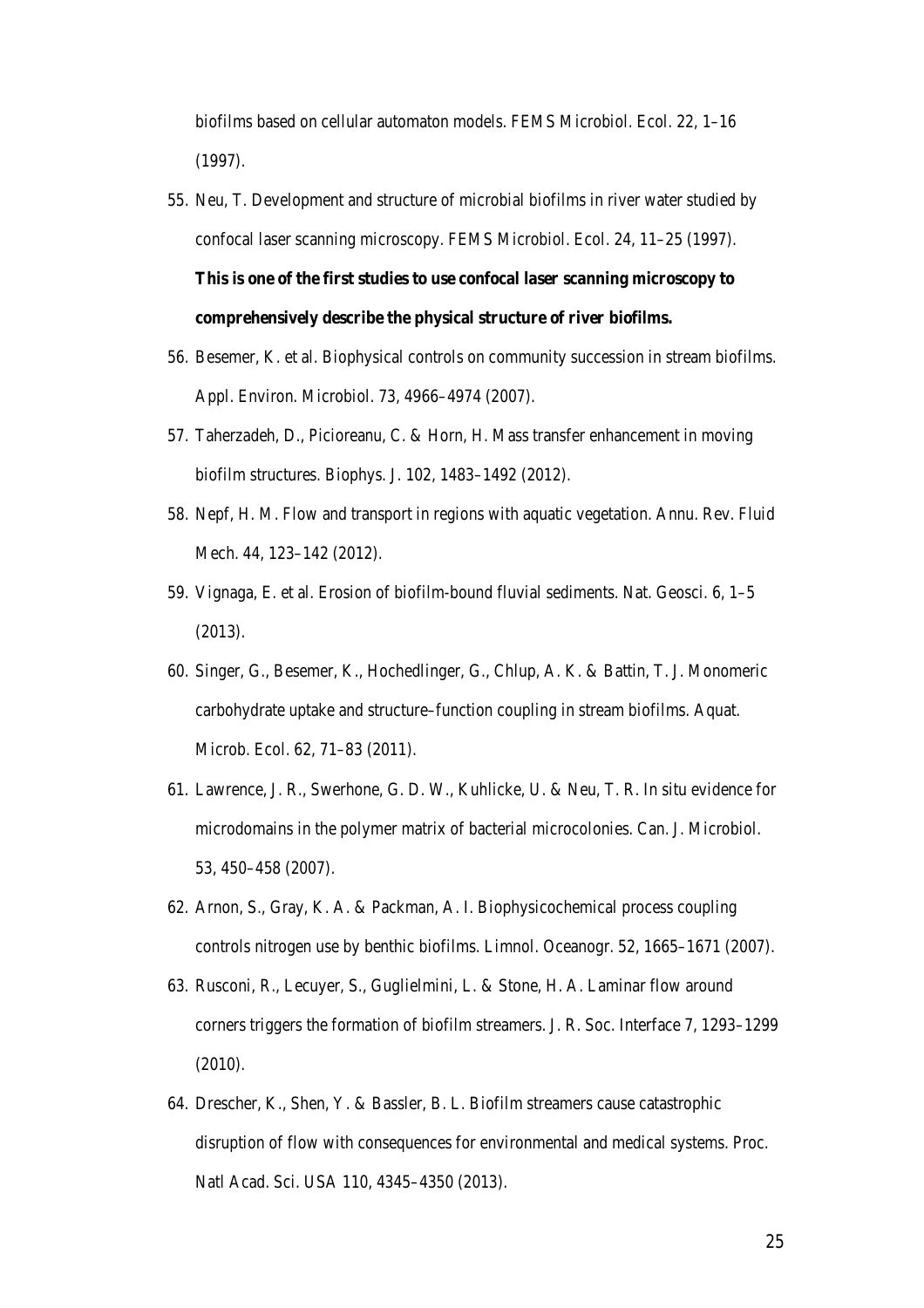biofilms based on cellular automaton models. FEMS Microbiol. Ecol. 22, 1–16 (1997).

55. Neu, T. Development and structure of microbial biofilms in river water studied by confocal laser scanning microscopy. FEMS Microbiol. Ecol. 24, 11–25 (1997).
    **This is one of the first studies to use confocal laser scanning microscopy to comprehensively describe the physical structure of river biofilms.**
56. Besemer, K. et al. Biophysical controls on community succession in stream biofilms. Appl. Environ. Microbiol. 73, 4966–4974 (2007).
57. Taherzadeh, D., Picioreanu, C. & Horn, H. Mass transfer enhancement in moving biofilm structures. Biophys. J. 102, 1483–1492 (2012).
58. Nepf, H. M. Flow and transport in regions with aquatic vegetation. Annu. Rev. Fluid Mech. 44, 123–142 (2012).
59. Vignaga, E. et al. Erosion of biofilm-bound fluvial sediments. Nat. Geosci. 6, 1–5 (2013).
60. Singer, G., Besemer, K., Hochedlinger, G., Chlup, A. K. & Battin, T. J. Monomeric carbohydrate uptake and structure–function coupling in stream biofilms. Aquat. Microb. Ecol. 62, 71–83 (2011).
61. Lawrence, J. R., Swerhone, G. D. W., Kuhlicke, U. & Neu, T. R. In situ evidence for microdomains in the polymer matrix of bacterial microcolonies. Can. J. Microbiol. 53, 450–458 (2007).
62. Arnon, S., Gray, K. A. & Packman, A. I. Biophysicochemical process coupling controls nitrogen use by benthic biofilms. Limnol. Oceanogr. 52, 1665–1671 (2007).
63. Rusconi, R., Lecuyer, S., Guglielmini, L. & Stone, H. A. Laminar flow around corners triggers the formation of biofilm streamers. J. R. Soc. Interface 7, 1293–1299 (2010).
64. Drescher, K., Shen, Y. & Bassler, B. L. Biofilm streamers cause catastrophic disruption of flow with consequences for environmental and medical systems. Proc. Natl Acad. Sci. USA 110, 4345–4350 (2013).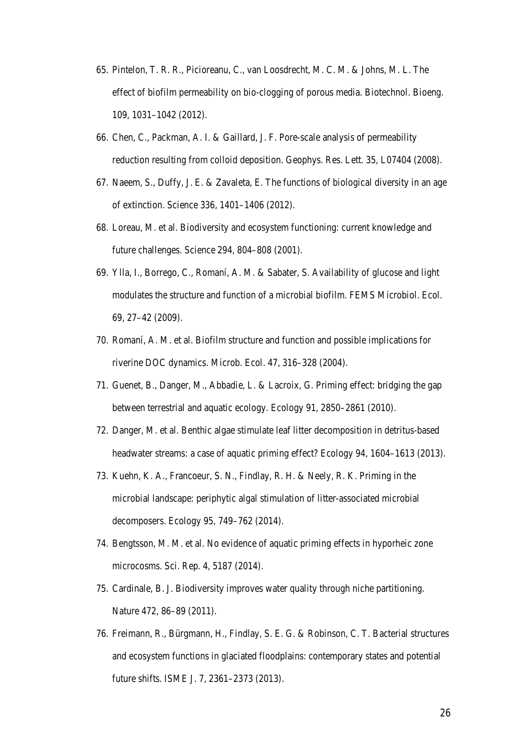65. Pintelon, T. R. R., Picioreanu, C., van Loosdrecht, M. C. M. & Johns, M. L. The effect of biofilm permeability on bio-clogging of porous media. Biotechnol. Bioeng. 109, 1031–1042 (2012).
66. Chen, C., Packman, A. I. & Gaillard, J. F. Pore-scale analysis of permeability reduction resulting from colloid deposition. Geophys. Res. Lett. 35, L07404 (2008).
67. Naeem, S., Duffy, J. E. & Zavaleta, E. The functions of biological diversity in an age of extinction. Science 336, 1401–1406 (2012).
68. Loreau, M. et al. Biodiversity and ecosystem functioning: current knowledge and future challenges. Science 294, 804–808 (2001).
69. Ylla, I., Borrego, C., Romaní, A. M. & Sabater, S. Availability of glucose and light modulates the structure and function of a microbial biofilm. FEMS Microbiol. Ecol. 69, 27–42 (2009).
70. Romaní, A. M. et al. Biofilm structure and function and possible implications for riverine DOC dynamics. Microb. Ecol. 47, 316–328 (2004).
71. Guenet, B., Danger, M., Abbadie, L. & Lacroix, G. Priming effect: bridging the gap between terrestrial and aquatic ecology. Ecology 91, 2850–2861 (2010).
72. Danger, M. et al. Benthic algae stimulate leaf litter decomposition in detritus-based headwater streams: a case of aquatic priming effect? Ecology 94, 1604–1613 (2013).
73. Kuehn, K. A., Francoeur, S. N., Findlay, R. H. & Neely, R. K. Priming in the microbial landscape: periphytic algal stimulation of litter-associated microbial decomposers. Ecology 95, 749–762 (2014).
74. Bengtsson, M. M. et al. No evidence of aquatic priming effects in hyporheic zone microcosms. Sci. Rep. 4, 5187 (2014).
75. Cardinale, B. J. Biodiversity improves water quality through niche partitioning. Nature 472, 86–89 (2011).
76. Freimann, R., Bürgmann, H., Findlay, S. E. G. & Robinson, C. T. Bacterial structures and ecosystem functions in glaciated floodplains: contemporary states and potential future shifts. ISME J. 7, 2361–2373 (2013).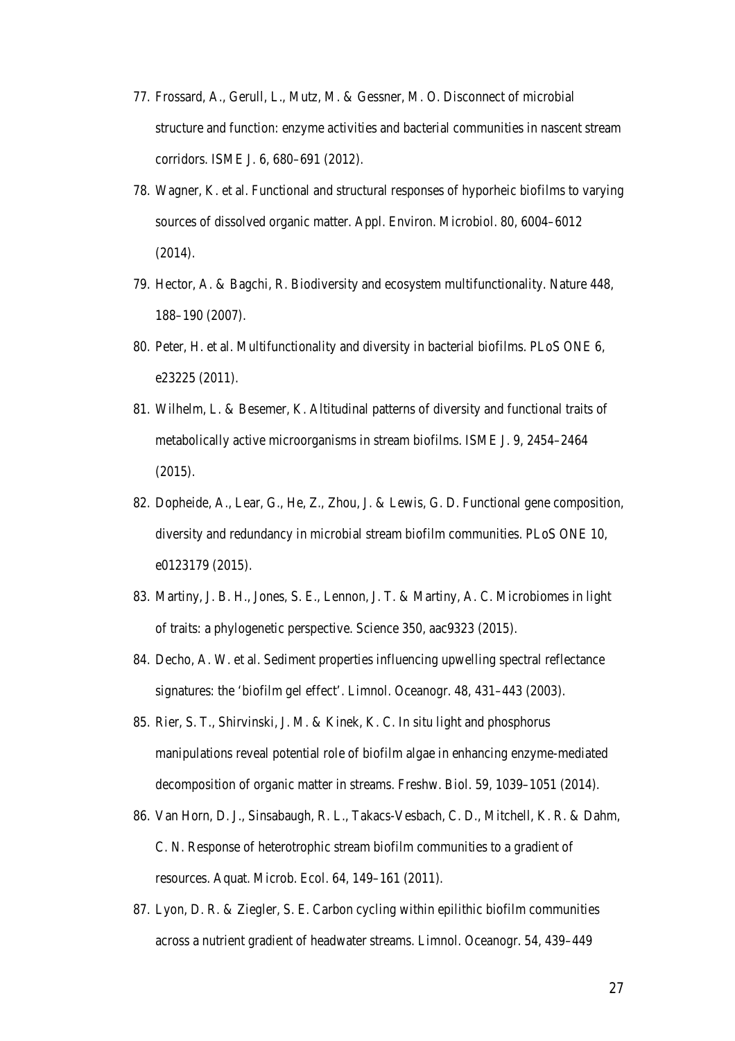77. Frossard, A., Gerull, L., Mutz, M. & Gessner, M. O. Disconnect of microbial structure and function: enzyme activities and bacterial communities in nascent stream corridors. ISME J. 6, 680–691 (2012).
78. Wagner, K. et al. Functional and structural responses of hyporheic biofilms to varying sources of dissolved organic matter. Appl. Environ. Microbiol. 80, 6004–6012 (2014).
79. Hector, A. & Bagchi, R. Biodiversity and ecosystem multifunctionality. Nature 448, 188–190 (2007).
80. Peter, H. et al. Multifunctionality and diversity in bacterial biofilms. PLoS ONE 6, e23225 (2011).
81. Wilhelm, L. & Besemer, K. Altitudinal patterns of diversity and functional traits of metabolically active microorganisms in stream biofilms. ISME J. 9, 2454–2464 (2015).
82. Dopheide, A., Lear, G., He, Z., Zhou, J. & Lewis, G. D. Functional gene composition, diversity and redundancy in microbial stream biofilm communities. PLoS ONE 10, e0123179 (2015).
83. Martiny, J. B. H., Jones, S. E., Lennon, J. T. & Martiny, A. C. Microbiomes in light of traits: a phylogenetic perspective. Science 350, aac9323 (2015).
84. Decho, A. W. et al. Sediment properties influencing upwelling spectral reflectance signatures: the 'biofilm gel effect'. Limnol. Oceanogr. 48, 431–443 (2003).
85. Rier, S. T., Shirvinski, J. M. & Kinek, K. C. In situ light and phosphorus manipulations reveal potential role of biofilm algae in enhancing enzyme-mediated decomposition of organic matter in streams. Freshw. Biol. 59, 1039–1051 (2014).
86. Van Horn, D. J., Sinsabaugh, R. L., Takacs-Vesbach, C. D., Mitchell, K. R. & Dahm, C. N. Response of heterotrophic stream biofilm communities to a gradient of resources. Aquat. Microb. Ecol. 64, 149–161 (2011).
87. Lyon, D. R. & Ziegler, S. E. Carbon cycling within epilithic biofilm communities across a nutrient gradient of headwater streams. Limnol. Oceanogr. 54, 439–449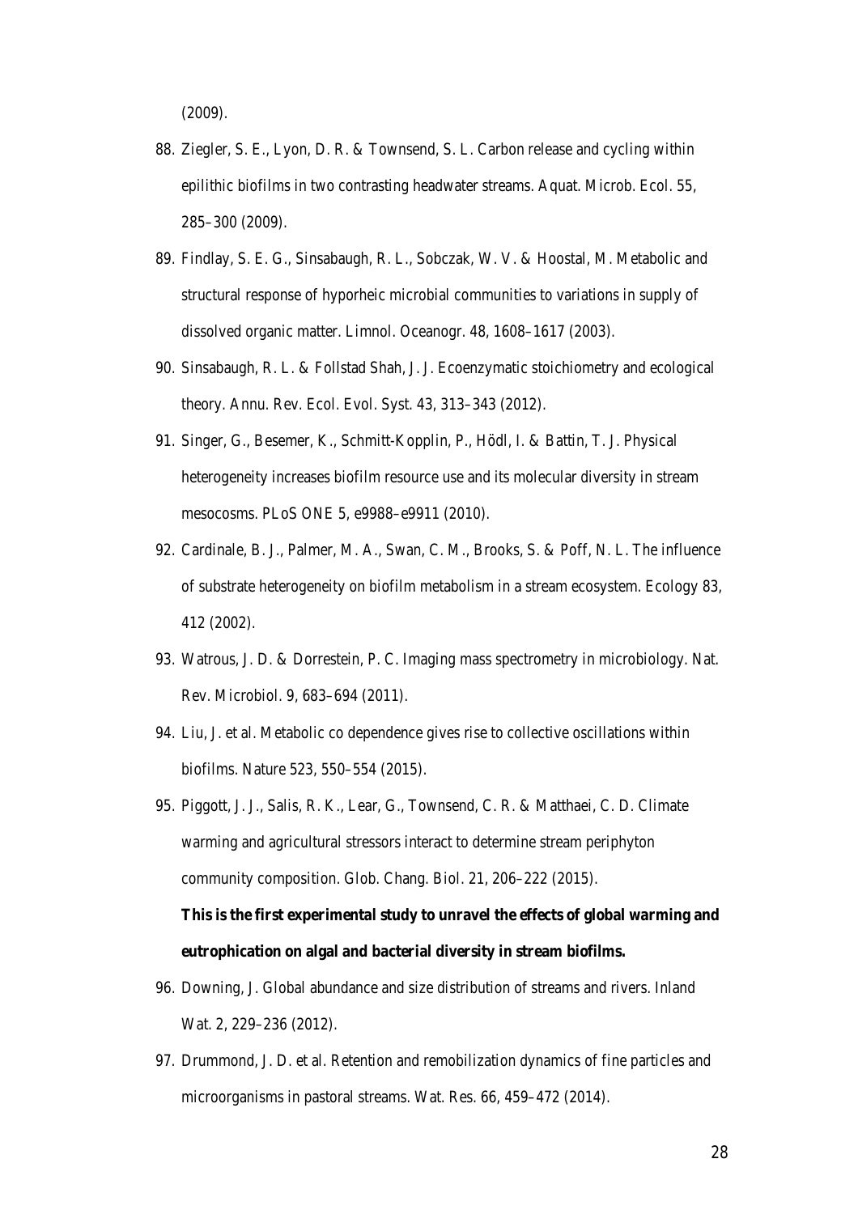(2009).

88. Ziegler, S. E., Lyon, D. R. & Townsend, S. L. Carbon release and cycling within epilithic biofilms in two contrasting headwater streams. Aquat. Microb. Ecol. 55, 285–300 (2009).
89. Findlay, S. E. G., Sinsabaugh, R. L., Sobczak, W. V. & Hoostal, M. Metabolic and structural response of hyporheic microbial communities to variations in supply of dissolved organic matter. Limnol. Oceanogr. 48, 1608–1617 (2003).
90. Sinsabaugh, R. L. & Follstad Shah, J. J. Ecoenzymatic stoichiometry and ecological theory. Annu. Rev. Ecol. Evol. Syst. 43, 313–343 (2012).
91. Singer, G., Besemer, K., Schmitt-Kopplin, P., Hödl, I. & Battin, T. J. Physical heterogeneity increases biofilm resource use and its molecular diversity in stream mesocosms. PLoS ONE 5, e9988–e9911 (2010).
92. Cardinale, B. J., Palmer, M. A., Swan, C. M., Brooks, S. & Poff, N. L. The influence of substrate heterogeneity on biofilm metabolism in a stream ecosystem. Ecology 83, 412 (2002).
93. Watrous, J. D. & Dorrestein, P. C. Imaging mass spectrometry in microbiology. Nat. Rev. Microbiol. 9, 683–694 (2011).
94. Liu, J. et al. Metabolic co dependence gives rise to collective oscillations within biofilms. Nature 523, 550–554 (2015).
95. Piggott, J. J., Salis, R. K., Lear, G., Townsend, C. R. & Matthaei, C. D. Climate warming and agricultural stressors interact to determine stream periphyton community composition. Glob. Chang. Biol. 21, 206–222 (2015).

    **This is the first experimental study to unravel the effects of global warming and eutrophication on algal and bacterial diversity in stream biofilms.**

96. Downing, J. Global abundance and size distribution of streams and rivers. Inland Wat. 2, 229–236 (2012).
97. Drummond, J. D. et al. Retention and remobilization dynamics of fine particles and microorganisms in pastoral streams. Wat. Res. 66, 459–472 (2014).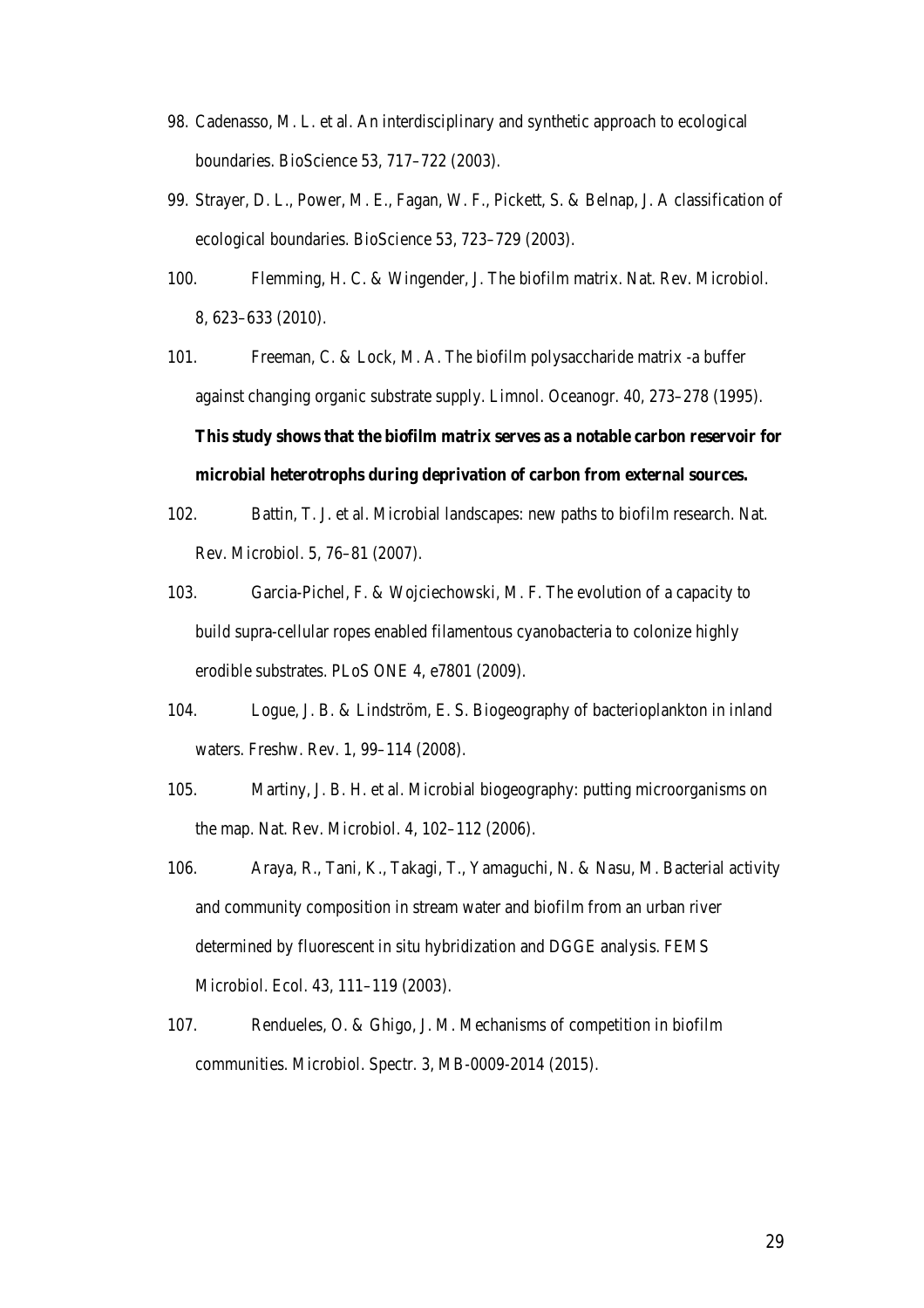98. Cadenasso, M. L. et al. An interdisciplinary and synthetic approach to ecological boundaries. BioScience 53, 717–722 (2003).

99. Strayer, D. L., Power, M. E., Fagan, W. F., Pickett, S. & Belnap, J. A classification of ecological boundaries. BioScience 53, 723–729 (2003).

100. Flemming, H. C. & Wingender, J. The biofilm matrix. Nat. Rev. Microbiol. 8, 623–633 (2010).

101. Freeman, C. & Lock, M. A. The biofilm polysaccharide matrix -a buffer against changing organic substrate supply. Limnol. Oceanogr. 40, 273–278 (1995). **This study shows that the biofilm matrix serves as a notable carbon reservoir for microbial heterotrophs during deprivation of carbon from external sources.**

102. Battin, T. J. et al. Microbial landscapes: new paths to biofilm research. Nat. Rev. Microbiol. 5, 76–81 (2007).

103. Garcia-Pichel, F. & Wojciechowski, M. F. The evolution of a capacity to build supra-cellular ropes enabled filamentous cyanobacteria to colonize highly erodible substrates. PLoS ONE 4, e7801 (2009).

104. Logue, J. B. & Lindström, E. S. Biogeography of bacterioplankton in inland waters. Freshw. Rev. 1, 99–114 (2008).

105. Martiny, J. B. H. et al. Microbial biogeography: putting microorganisms on the map. Nat. Rev. Microbiol. 4, 102–112 (2006).

106. Araya, R., Tani, K., Takagi, T., Yamaguchi, N. & Nasu, M. Bacterial activity and community composition in stream water and biofilm from an urban river determined by fluorescent in situ hybridization and DGGE analysis. FEMS Microbiol. Ecol. 43, 111–119 (2003).

107. Rendueles, O. & Ghigo, J. M. Mechanisms of competition in biofilm communities. Microbiol. Spectr. 3, MB-0009-2014 (2015).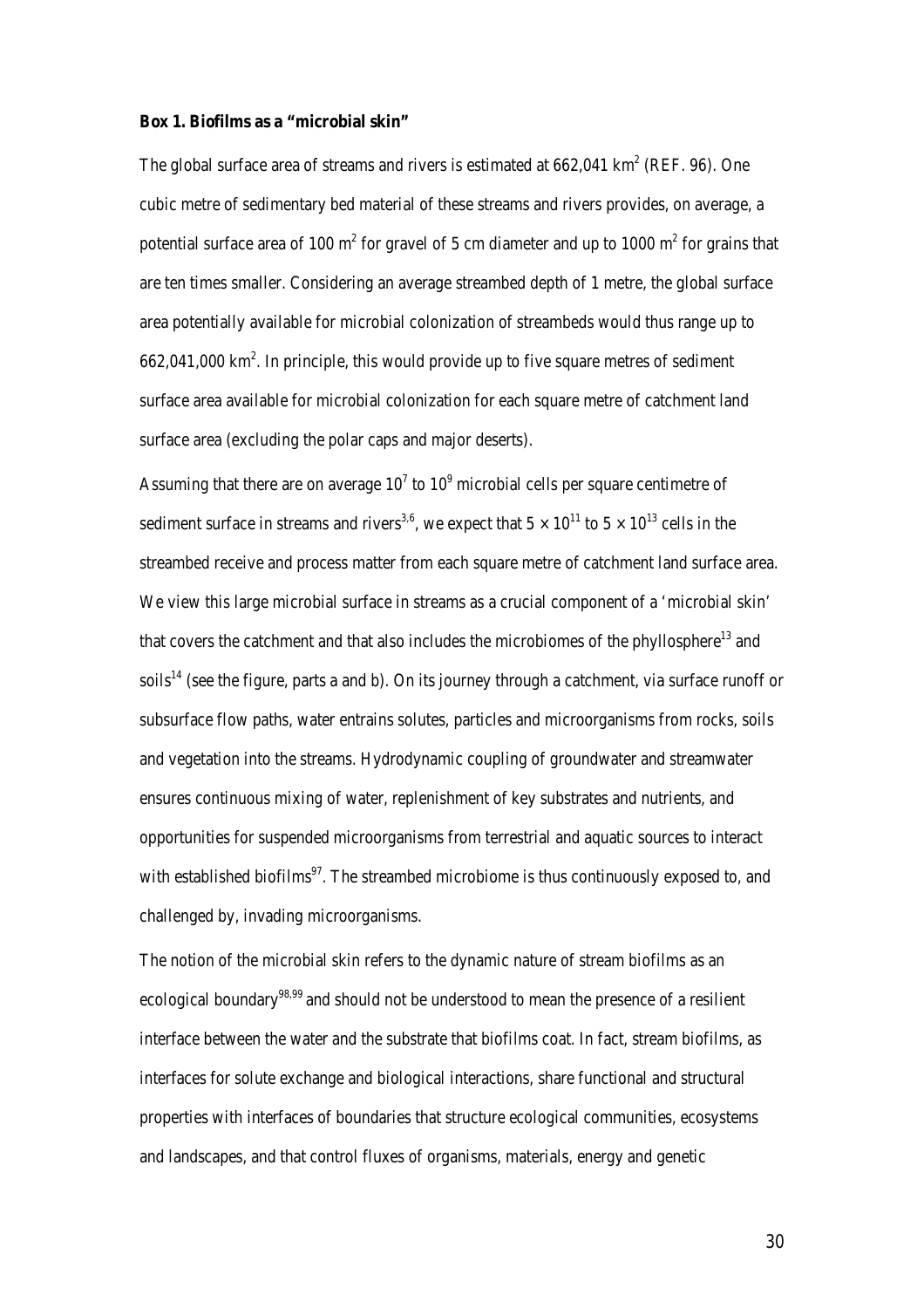**Box 1. Biofilms as a “microbial skin”**

The global surface area of streams and rivers is estimated at 662,041 $km^2$ (REF. 96). One cubic metre of sedimentary bed material of these streams and rivers provides, on average, a potential surface area of 100 $m^2$ for gravel of 5 cm diameter and up to 1000 $m^2$ for grains that are ten times smaller. Considering an average streambed depth of 1 metre, the global surface area potentially available for microbial colonization of streambeds would thus range up to 662,041,000 $km^2$. In principle, this would provide up to five square metres of sediment surface area available for microbial colonization for each square metre of catchment land surface area (excluding the polar caps and major deserts).

Assuming that there are on average $10^7$ to $10^9$ microbial cells per square centimetre of sediment surface in streams and rivers[3,6], we expect that $5 \times 10^{11}$ to $5 \times 10^{13}$ cells in the streambed receive and process matter from each square metre of catchment land surface area. We view this large microbial surface in streams as a crucial component of a ‘microbial skin’ that covers the catchment and that also includes the microbiomes of the phyllosphere[13] and soils[14] (see the figure, parts a and b). On its journey through a catchment, via surface runoff or subsurface flow paths, water entrains solutes, particles and microorganisms from rocks, soils and vegetation into the streams. Hydrodynamic coupling of groundwater and streamwater ensures continuous mixing of water, replenishment of key substrates and nutrients, and opportunities for suspended microorganisms from terrestrial and aquatic sources to interact with established biofilms[97]. The streambed microbiome is thus continuously exposed to, and challenged by, invading microorganisms.

The notion of the microbial skin refers to the dynamic nature of stream biofilms as an ecological boundary[98,99] and should not be understood to mean the presence of a resilient interface between the water and the substrate that biofilms coat. In fact, stream biofilms, as interfaces for solute exchange and biological interactions, share functional and structural properties with interfaces of boundaries that structure ecological communities, ecosystems and landscapes, and that control fluxes of organisms, materials, energy and genetic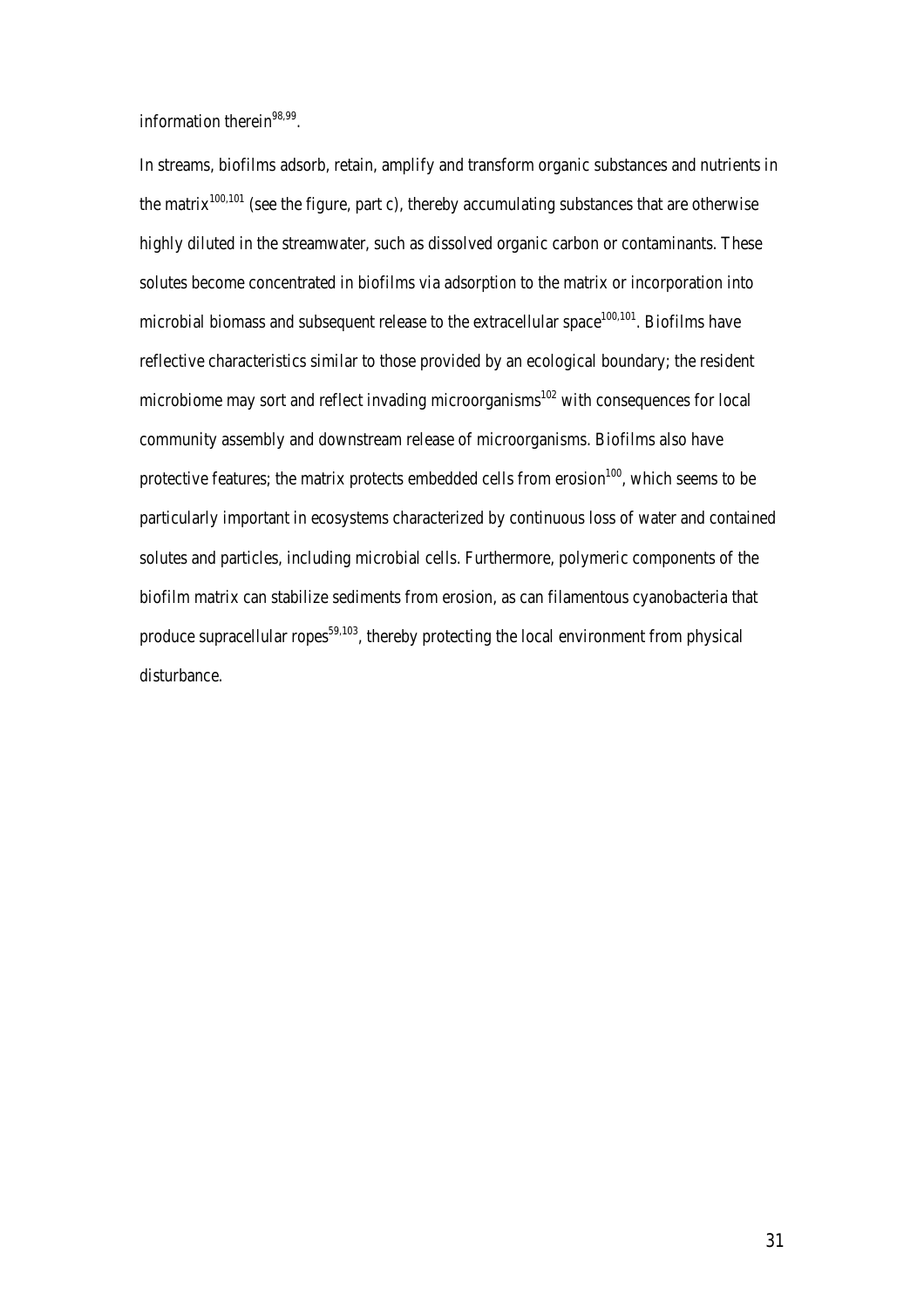information therein[98,99].

In streams, biofilms adsorb, retain, amplify and transform organic substances and nutrients in the matrix[100,101] (see the figure, part c), thereby accumulating substances that are otherwise highly diluted in the streamwater, such as dissolved organic carbon or contaminants. These solutes become concentrated in biofilms via adsorption to the matrix or incorporation into microbial biomass and subsequent release to the extracellular space[100,101]. Biofilms have reflective characteristics similar to those provided by an ecological boundary; the resident microbiome may sort and reflect invading microorganisms[102] with consequences for local community assembly and downstream release of microorganisms. Biofilms also have protective features; the matrix protects embedded cells from erosion[100], which seems to be particularly important in ecosystems characterized by continuous loss of water and contained solutes and particles, including microbial cells. Furthermore, polymeric components of the biofilm matrix can stabilize sediments from erosion, as can filamentous cyanobacteria that produce supracellular ropes[59,103], thereby protecting the local environment from physical disturbance.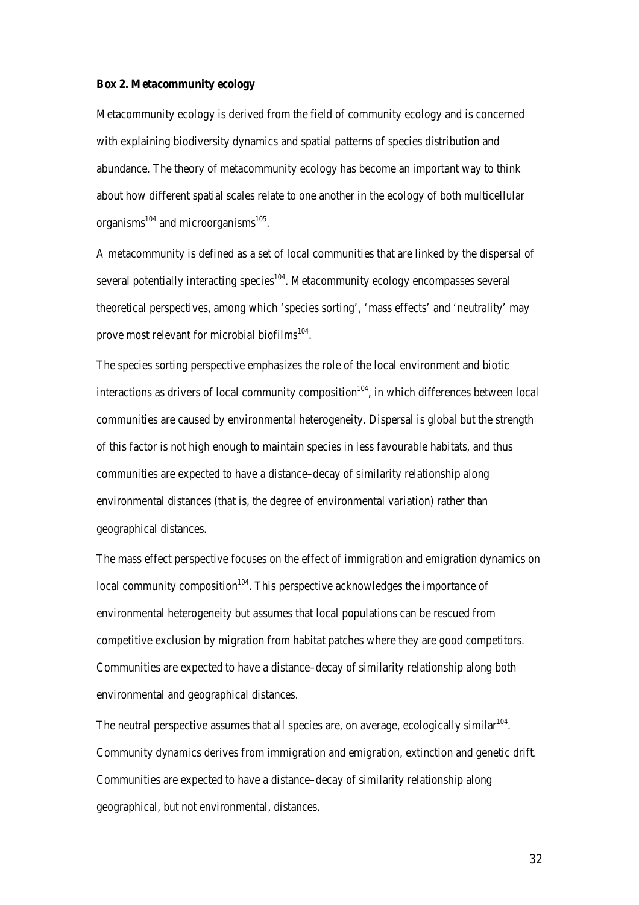**Box 2. Metacommunity ecology**

Metacommunity ecology is derived from the field of community ecology and is concerned with explaining biodiversity dynamics and spatial patterns of species distribution and abundance. The theory of metacommunity ecology has become an important way to think about how different spatial scales relate to one another in the ecology of both multicellular organisms[104] and microorganisms[105].

A metacommunity is defined as a set of local communities that are linked by the dispersal of several potentially interacting species[104]. Metacommunity ecology encompasses several theoretical perspectives, among which 'species sorting', 'mass effects' and 'neutrality' may prove most relevant for microbial biofilms[104].

The species sorting perspective emphasizes the role of the local environment and biotic interactions as drivers of local community composition[104], in which differences between local communities are caused by environmental heterogeneity. Dispersal is global but the strength of this factor is not high enough to maintain species in less favourable habitats, and thus communities are expected to have a distance–decay of similarity relationship along environmental distances (that is, the degree of environmental variation) rather than geographical distances.

The mass effect perspective focuses on the effect of immigration and emigration dynamics on local community composition[104]. This perspective acknowledges the importance of environmental heterogeneity but assumes that local populations can be rescued from competitive exclusion by migration from habitat patches where they are good competitors. Communities are expected to have a distance–decay of similarity relationship along both environmental and geographical distances.

The neutral perspective assumes that all species are, on average, ecologically similar[104]. Community dynamics derives from immigration and emigration, extinction and genetic drift. Communities are expected to have a distance–decay of similarity relationship along geographical, but not environmental, distances.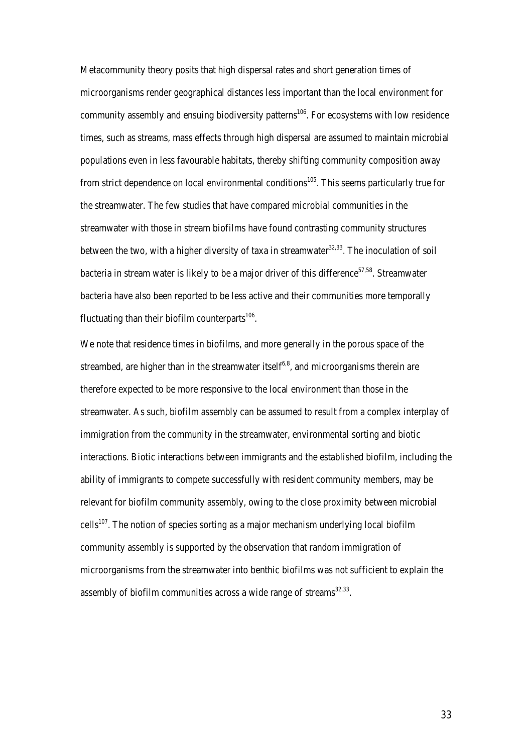Metacommunity theory posits that high dispersal rates and short generation times of microorganisms render geographical distances less important than the local environment for community assembly and ensuing biodiversity patterns[106]. For ecosystems with low residence times, such as streams, mass effects through high dispersal are assumed to maintain microbial populations even in less favourable habitats, thereby shifting community composition away from strict dependence on local environmental conditions[105]. This seems particularly true for the streamwater. The few studies that have compared microbial communities in the streamwater with those in stream biofilms have found contrasting community structures between the two, with a higher diversity of taxa in streamwater[32,33]. The inoculation of soil bacteria in stream water is likely to be a major driver of this difference[57,58]. Streamwater bacteria have also been reported to be less active and their communities more temporally fluctuating than their biofilm counterparts[106].

We note that residence times in biofilms, and more generally in the porous space of the streambed, are higher than in the streamwater itself[6,8], and microorganisms therein are therefore expected to be more responsive to the local environment than those in the streamwater. As such, biofilm assembly can be assumed to result from a complex interplay of immigration from the community in the streamwater, environmental sorting and biotic interactions. Biotic interactions between immigrants and the established biofilm, including the ability of immigrants to compete successfully with resident community members, may be relevant for biofilm community assembly, owing to the close proximity between microbial cells[107]. The notion of species sorting as a major mechanism underlying local biofilm community assembly is supported by the observation that random immigration of microorganisms from the streamwater into benthic biofilms was not sufficient to explain the assembly of biofilm communities across a wide range of streams[32,33].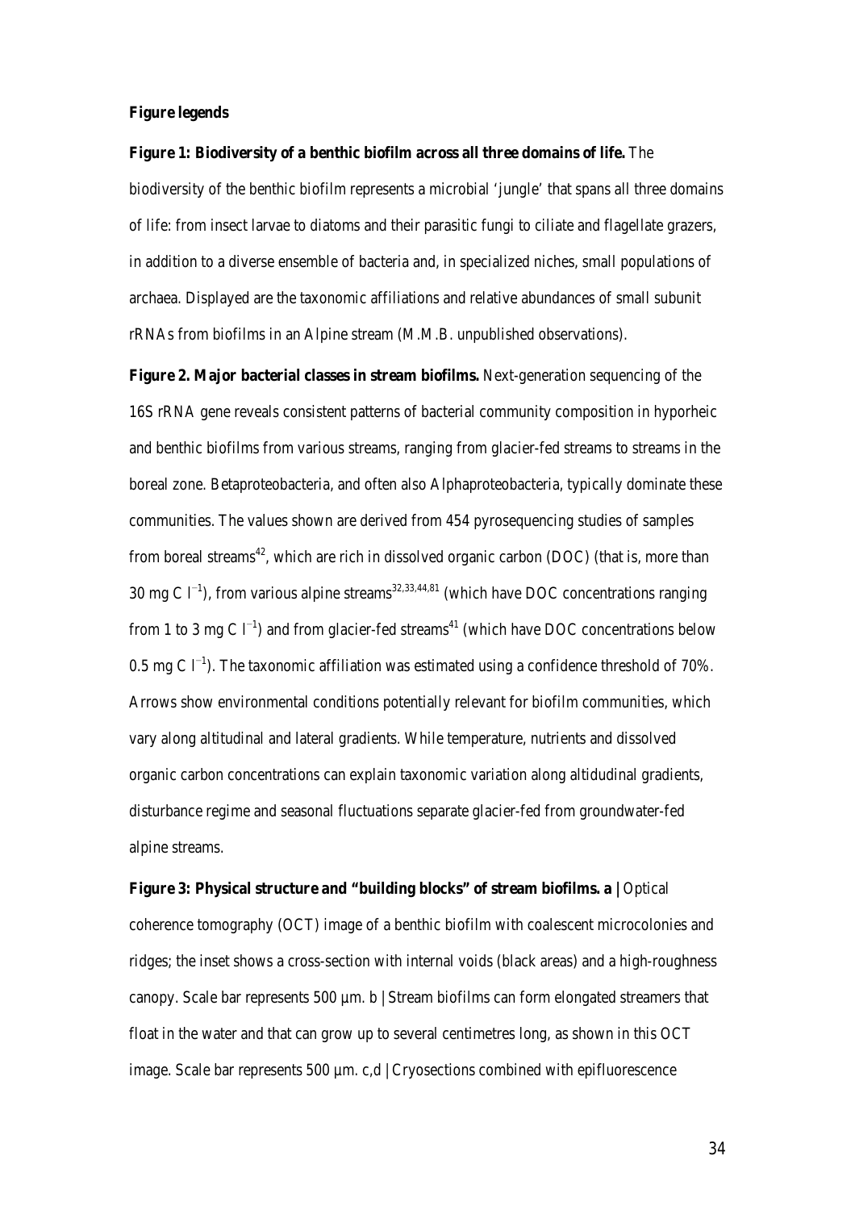**Figure legends**

**Figure 1: Biodiversity of a benthic biofilm across all three domains of life.** The biodiversity of the benthic biofilm represents a microbial 'jungle' that spans all three domains of life: from insect larvae to diatoms and their parasitic fungi to ciliate and flagellate grazers, in addition to a diverse ensemble of bacteria and, in specialized niches, small populations of archaea. Displayed are the taxonomic affiliations and relative abundances of small subunit rRNAs from biofilms in an Alpine stream (M.M.B. unpublished observations).

**Figure 2. Major bacterial classes in stream biofilms.** Next-generation sequencing of the 16S rRNA gene reveals consistent patterns of bacterial community composition in hyporheic and benthic biofilms from various streams, ranging from glacier-fed streams to streams in the boreal zone. Betaproteobacteria, and often also Alphaproteobacteria, typically dominate these communities. The values shown are derived from 454 pyrosequencing studies of samples from boreal streams[42], which are rich in dissolved organic carbon (DOC) (that is, more than 30 mg C $l^{-1}$), from various alpine streams[32,33,44,81] (which have DOC concentrations ranging from 1 to 3 mg C $l^{-1}$) and from glacier-fed streams[41] (which have DOC concentrations below 0.5 mg C $l^{-1}$). The taxonomic affiliation was estimated using a confidence threshold of 70%. Arrows show environmental conditions potentially relevant for biofilm communities, which vary along altitudinal and lateral gradients. While temperature, nutrients and dissolved organic carbon concentrations can explain taxonomic variation along altidudinal gradients, disturbance regime and seasonal fluctuations separate glacier-fed from groundwater-fed alpine streams.

**Figure 3: Physical structure and "building blocks" of stream biofilms. a |** Optical coherence tomography (OCT) image of a benthic biofilm with coalescent microcolonies and ridges; the inset shows a cross-section with internal voids (black areas) and a high-roughness canopy. Scale bar represents 500 µm. b | Stream biofilms can form elongated streamers that float in the water and that can grow up to several centimetres long, as shown in this OCT image. Scale bar represents 500 µm. c,d | Cryosections combined with epifluorescence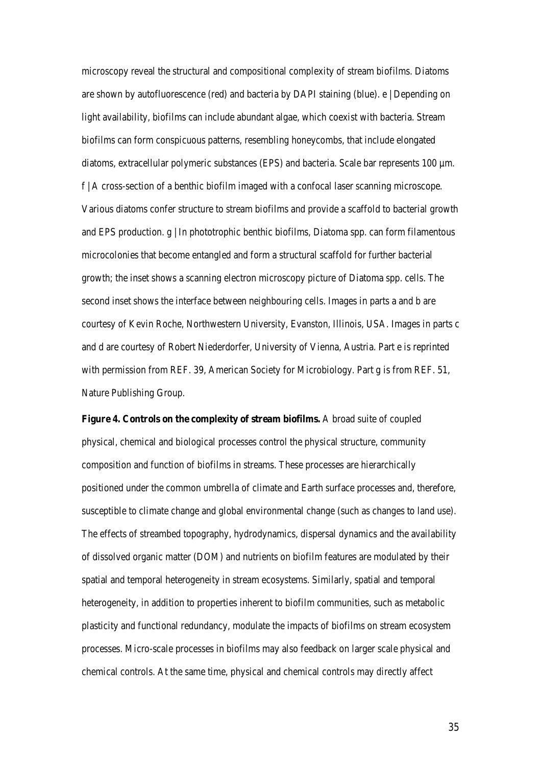microscopy reveal the structural and compositional complexity of stream biofilms. Diatoms are shown by autofluorescence (red) and bacteria by DAPI staining (blue). e | Depending on light availability, biofilms can include abundant algae, which coexist with bacteria. Stream biofilms can form conspicuous patterns, resembling honeycombs, that include elongated diatoms, extracellular polymeric substances (EPS) and bacteria. Scale bar represents 100 µm. f | A cross-section of a benthic biofilm imaged with a confocal laser scanning microscope. Various diatoms confer structure to stream biofilms and provide a scaffold to bacterial growth and EPS production. g | In phototrophic benthic biofilms, Diatoma spp. can form filamentous microcolonies that become entangled and form a structural scaffold for further bacterial growth; the inset shows a scanning electron microscopy picture of Diatoma spp. cells. The second inset shows the interface between neighbouring cells. Images in parts a and b are courtesy of Kevin Roche, Northwestern University, Evanston, Illinois, USA. Images in parts c and d are courtesy of Robert Niederdorfer, University of Vienna, Austria. Part e is reprinted with permission from REF. 39, American Society for Microbiology. Part g is from REF. 51, Nature Publishing Group.

**Figure 4. Controls on the complexity of stream biofilms.** A broad suite of coupled physical, chemical and biological processes control the physical structure, community composition and function of biofilms in streams. These processes are hierarchically positioned under the common umbrella of climate and Earth surface processes and, therefore, susceptible to climate change and global environmental change (such as changes to land use). The effects of streambed topography, hydrodynamics, dispersal dynamics and the availability of dissolved organic matter (DOM) and nutrients on biofilm features are modulated by their spatial and temporal heterogeneity in stream ecosystems. Similarly, spatial and temporal heterogeneity, in addition to properties inherent to biofilm communities, such as metabolic plasticity and functional redundancy, modulate the impacts of biofilms on stream ecosystem processes. Micro-scale processes in biofilms may also feedback on larger scale physical and chemical controls. At the same time, physical and chemical controls may directly affect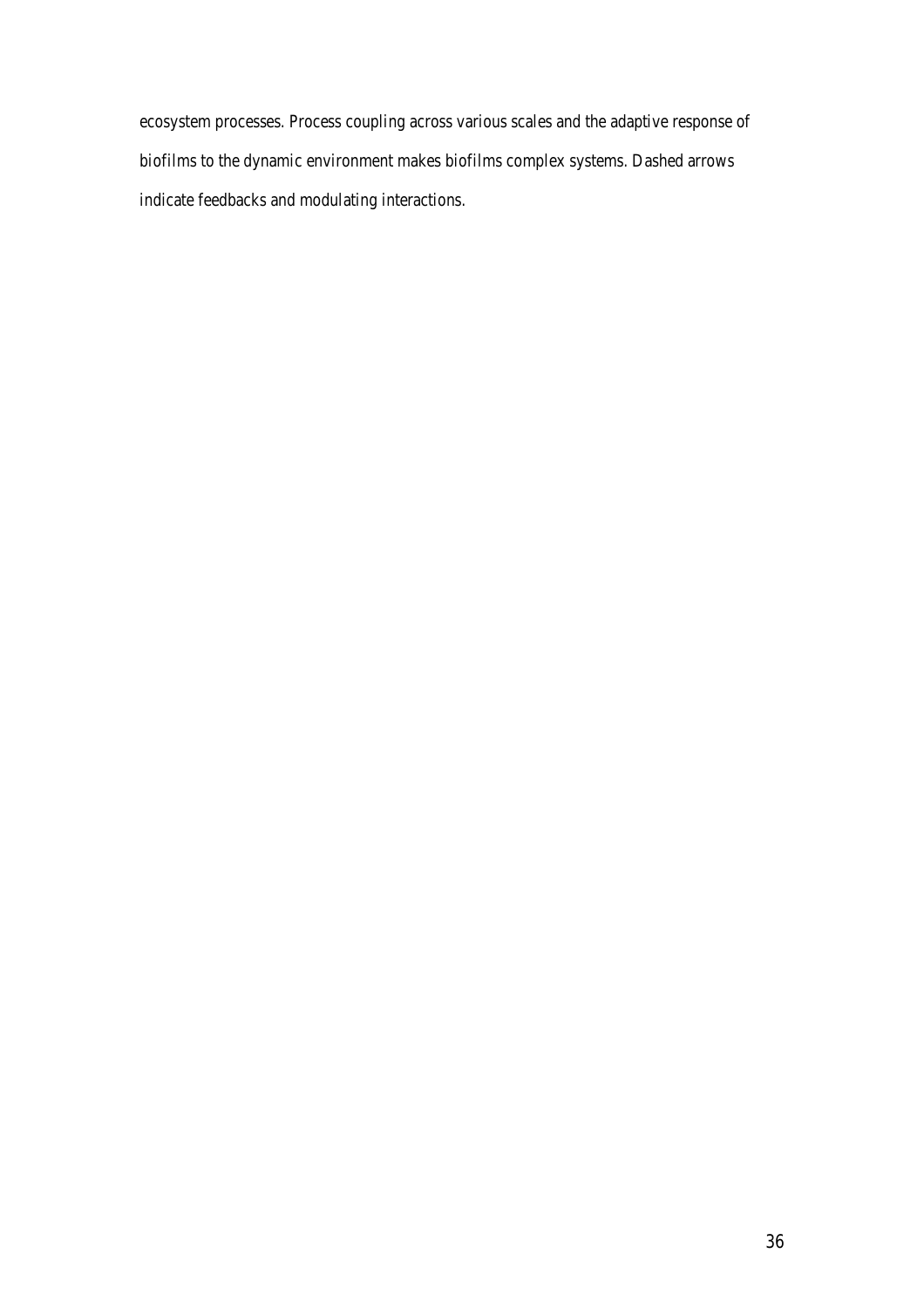ecosystem processes. Process coupling across various scales and the adaptive response of biofilms to the dynamic environment makes biofilms complex systems. Dashed arrows indicate feedbacks and modulating interactions.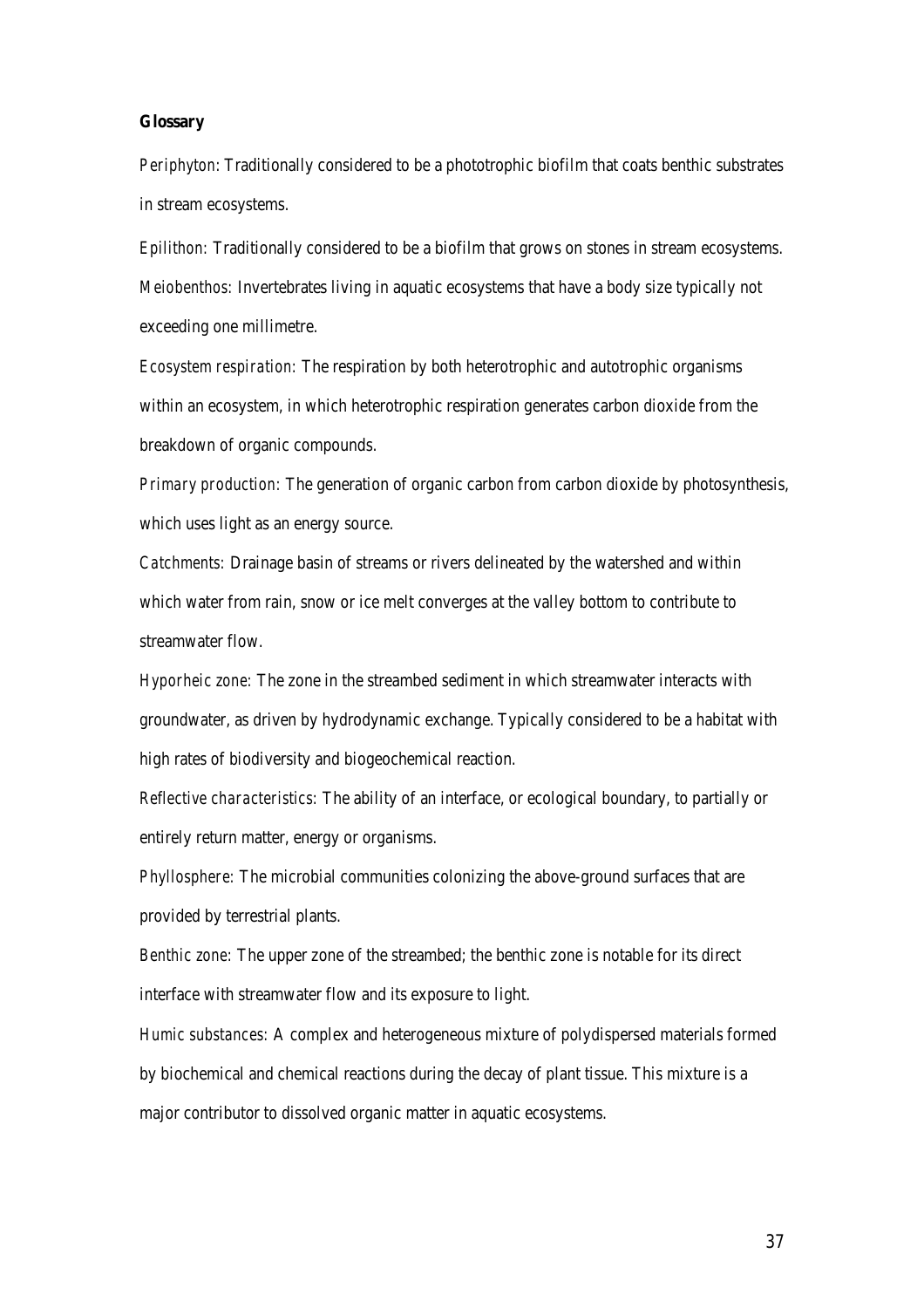**Glossary**

*Periphyton*: Traditionally considered to be a phototrophic biofilm that coats benthic substrates in stream ecosystems.

*Epilithon*: Traditionally considered to be a biofilm that grows on stones in stream ecosystems.

*Meiobenthos*: Invertebrates living in aquatic ecosystems that have a body size typically not exceeding one millimetre.

*Ecosystem respiration*: The respiration by both heterotrophic and autotrophic organisms within an ecosystem, in which heterotrophic respiration generates carbon dioxide from the breakdown of organic compounds.

*Primary production*: The generation of organic carbon from carbon dioxide by photosynthesis, which uses light as an energy source.

*Catchments*: Drainage basin of streams or rivers delineated by the watershed and within which water from rain, snow or ice melt converges at the valley bottom to contribute to streamwater flow.

*Hyporheic zone*: The zone in the streambed sediment in which streamwater interacts with groundwater, as driven by hydrodynamic exchange. Typically considered to be a habitat with high rates of biodiversity and biogeochemical reaction.

*Reflective characteristics*: The ability of an interface, or ecological boundary, to partially or entirely return matter, energy or organisms.

*Phyllosphere*: The microbial communities colonizing the above-ground surfaces that are provided by terrestrial plants.

*Benthic zone*: The upper zone of the streambed; the benthic zone is notable for its direct interface with streamwater flow and its exposure to light.

*Humic substances*: A complex and heterogeneous mixture of polydispersed materials formed by biochemical and chemical reactions during the decay of plant tissue. This mixture is a major contributor to dissolved organic matter in aquatic ecosystems.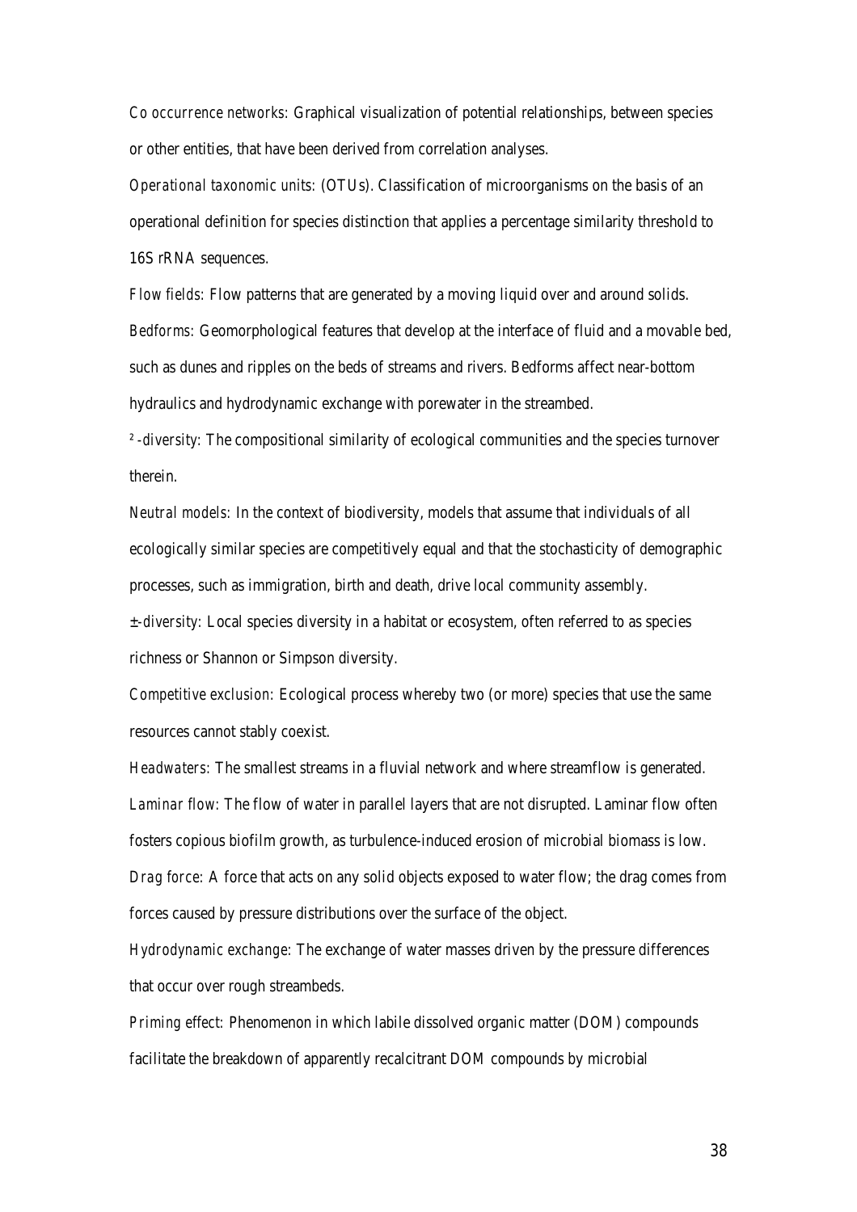*Co occurrence networks*: Graphical visualization of potential relationships, between species or other entities, that have been derived from correlation analyses.

*Operational taxonomic units: (OTUs)*. Classification of microorganisms on the basis of an operational definition for species distinction that applies a percentage similarity threshold to 16S rRNA sequences.

*Flow fields*: Flow patterns that are generated by a moving liquid over and around solids.

*Bedforms*: Geomorphological features that develop at the interface of fluid and a movable bed, such as dunes and ripples on the beds of streams and rivers. Bedforms affect near-bottom hydraulics and hydrodynamic exchange with porewater in the streambed.

*²-diversity*: The compositional similarity of ecological communities and the species turnover therein.

*Neutral models*: In the context of biodiversity, models that assume that individuals of all ecologically similar species are competitively equal and that the stochasticity of demographic processes, such as immigration, birth and death, drive local community assembly.

*±-diversity*: Local species diversity in a habitat or ecosystem, often referred to as species richness or Shannon or Simpson diversity.

*Competitive exclusion*: Ecological process whereby two (or more) species that use the same resources cannot stably coexist.

*Headwaters*: The smallest streams in a fluvial network and where streamflow is generated.

*Laminar flow*: The flow of water in parallel layers that are not disrupted. Laminar flow often fosters copious biofilm growth, as turbulence-induced erosion of microbial biomass is low.

*Drag force*: A force that acts on any solid objects exposed to water flow; the drag comes from forces caused by pressure distributions over the surface of the object.

*Hydrodynamic exchange*: The exchange of water masses driven by the pressure differences that occur over rough streambeds.

*Priming effect*: Phenomenon in which labile dissolved organic matter (DOM) compounds facilitate the breakdown of apparently recalcitrant DOM compounds by microbial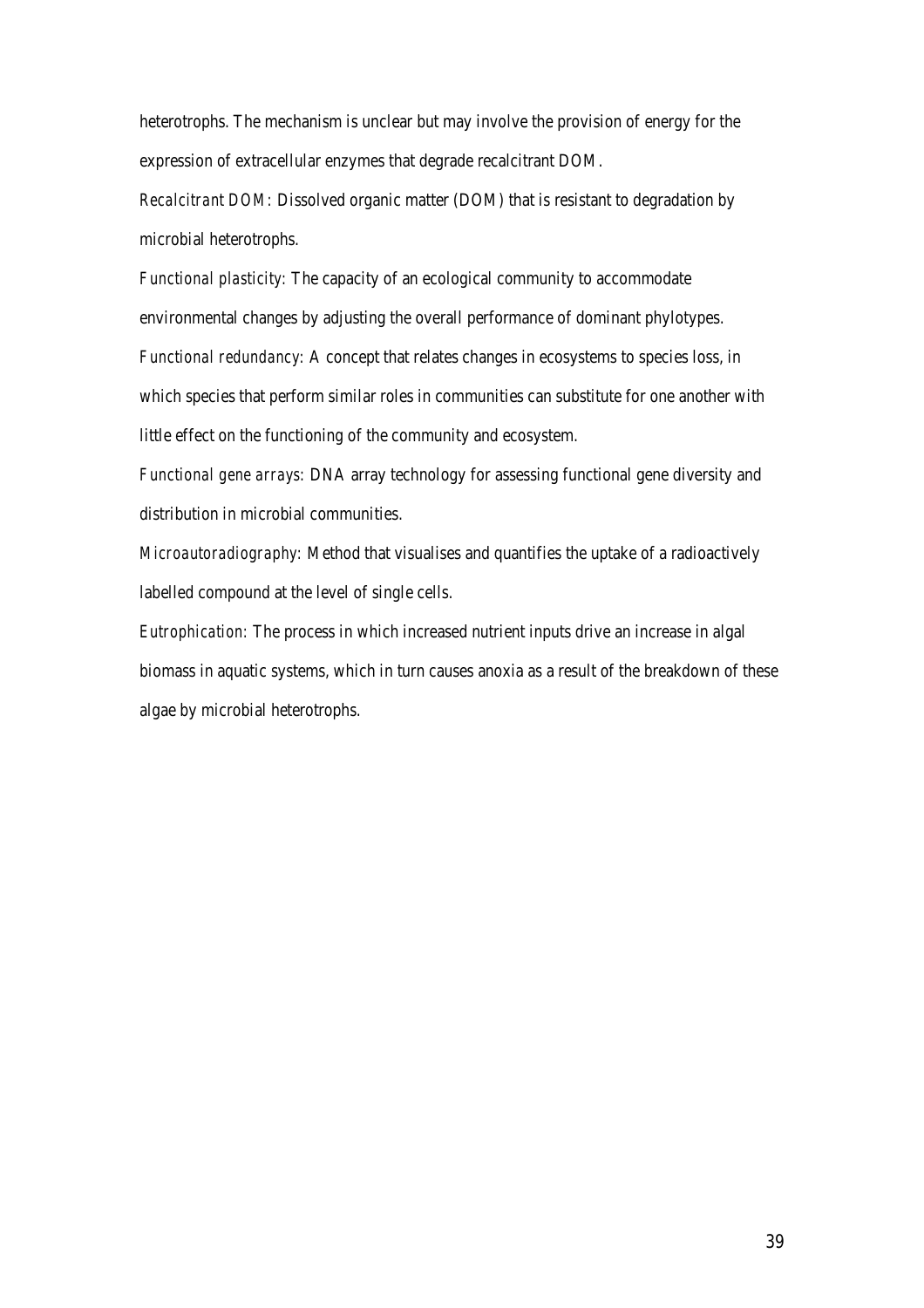heterotrophs. The mechanism is unclear but may involve the provision of energy for the expression of extracellular enzymes that degrade recalcitrant DOM.

*Recalcitrant DOM:* Dissolved organic matter (DOM) that is resistant to degradation by microbial heterotrophs.

*Functional plasticity*: The capacity of an ecological community to accommodate environmental changes by adjusting the overall performance of dominant phylotypes.

*Functional redundancy*: A concept that relates changes in ecosystems to species loss, in which species that perform similar roles in communities can substitute for one another with little effect on the functioning of the community and ecosystem.

*Functional gene arrays:* DNA array technology for assessing functional gene diversity and distribution in microbial communities.

*Microautoradiography*: Method that visualises and quantifies the uptake of a radioactively labelled compound at the level of single cells.

*Eutrophication:* The process in which increased nutrient inputs drive an increase in algal biomass in aquatic systems, which in turn causes anoxia as a result of the breakdown of these algae by microbial heterotrophs.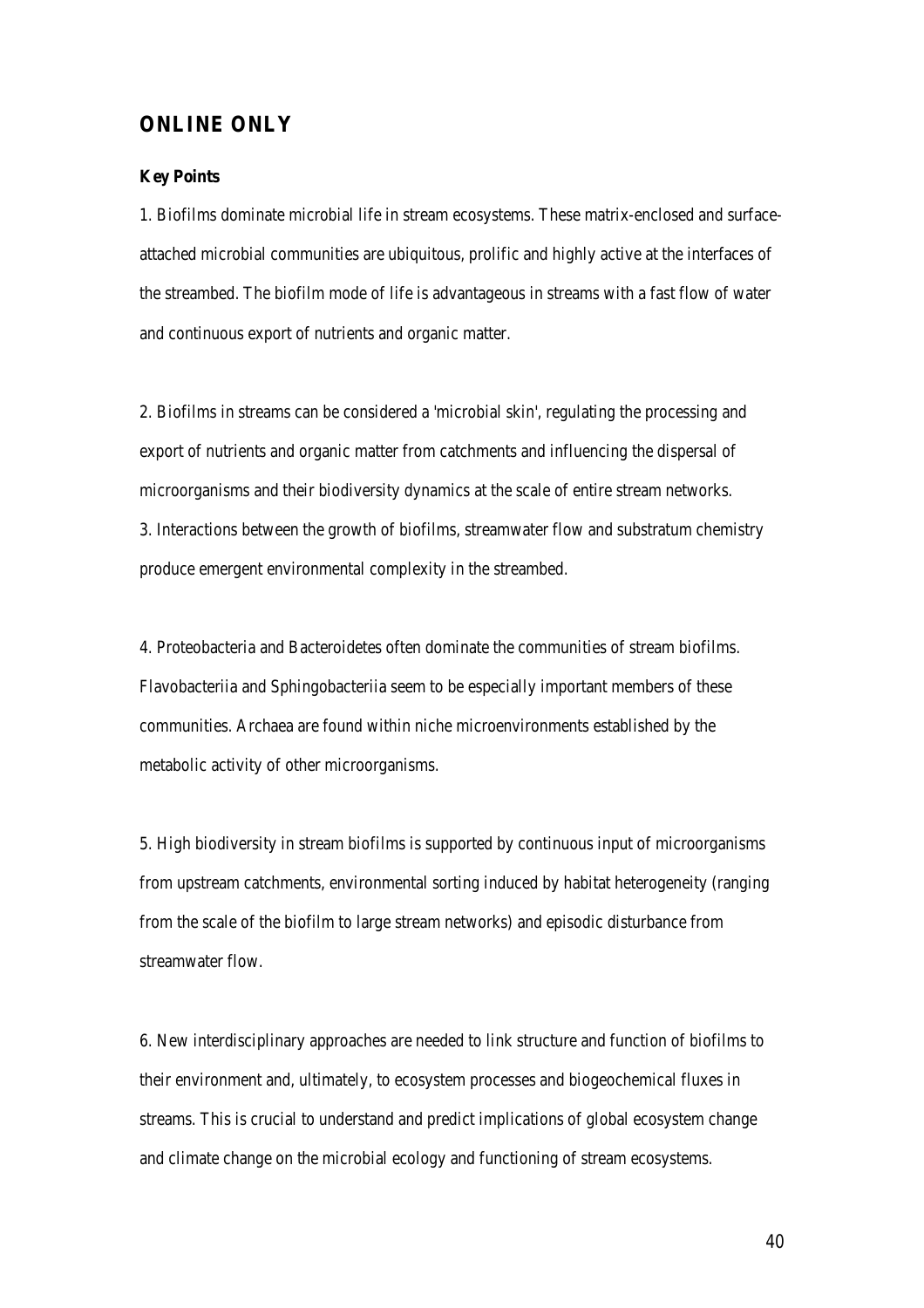## ONLINE ONLY

### Key Points

1. Biofilms dominate microbial life in stream ecosystems. These matrix-enclosed and surface-attached microbial communities are ubiquitous, prolific and highly active at the interfaces of the streambed. The biofilm mode of life is advantageous in streams with a fast flow of water and continuous export of nutrients and organic matter.

2. Biofilms in streams can be considered a 'microbial skin', regulating the processing and export of nutrients and organic matter from catchments and influencing the dispersal of microorganisms and their biodiversity dynamics at the scale of entire stream networks.

3. Interactions between the growth of biofilms, streamwater flow and substratum chemistry produce emergent environmental complexity in the streambed.

4. Proteobacteria and Bacteroidetes often dominate the communities of stream biofilms. Flavobacteriia and Sphingobacteriia seem to be especially important members of these communities. Archaea are found within niche microenvironments established by the metabolic activity of other microorganisms.

5. High biodiversity in stream biofilms is supported by continuous input of microorganisms from upstream catchments, environmental sorting induced by habitat heterogeneity (ranging from the scale of the biofilm to large stream networks) and episodic disturbance from streamwater flow.

6. New interdisciplinary approaches are needed to link structure and function of biofilms to their environment and, ultimately, to ecosystem processes and biogeochemical fluxes in streams. This is crucial to understand and predict implications of global ecosystem change and climate change on the microbial ecology and functioning of stream ecosystems.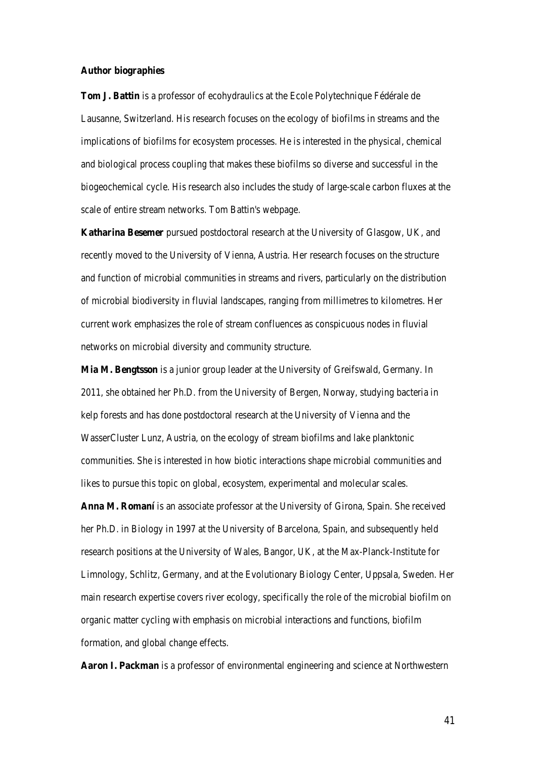**Author biographies**

**Tom J. Battin** is a professor of ecohydraulics at the Ecole Polytechnique Fédérale de Lausanne, Switzerland. His research focuses on the ecology of biofilms in streams and the implications of biofilms for ecosystem processes. He is interested in the physical, chemical and biological process coupling that makes these biofilms so diverse and successful in the biogeochemical cycle. His research also includes the study of large-scale carbon fluxes at the scale of entire stream networks. Tom Battin's webpage.

**Katharina Besemer** pursued postdoctoral research at the University of Glasgow, UK, and recently moved to the University of Vienna, Austria. Her research focuses on the structure and function of microbial communities in streams and rivers, particularly on the distribution of microbial biodiversity in fluvial landscapes, ranging from millimetres to kilometres. Her current work emphasizes the role of stream confluences as conspicuous nodes in fluvial networks on microbial diversity and community structure.

**Mia M. Bengtsson** is a junior group leader at the University of Greifswald, Germany. In 2011, she obtained her Ph.D. from the University of Bergen, Norway, studying bacteria in kelp forests and has done postdoctoral research at the University of Vienna and the WasserCluster Lunz, Austria, on the ecology of stream biofilms and lake planktonic communities. She is interested in how biotic interactions shape microbial communities and likes to pursue this topic on global, ecosystem, experimental and molecular scales.

**Anna M. Romaní** is an associate professor at the University of Girona, Spain. She received her Ph.D. in Biology in 1997 at the University of Barcelona, Spain, and subsequently held research positions at the University of Wales, Bangor, UK, at the Max-Planck-Institute for Limnology, Schlitz, Germany, and at the Evolutionary Biology Center, Uppsala, Sweden. Her main research expertise covers river ecology, specifically the role of the microbial biofilm on organic matter cycling with emphasis on microbial interactions and functions, biofilm formation, and global change effects.

**Aaron I. Packman** is a professor of environmental engineering and science at Northwestern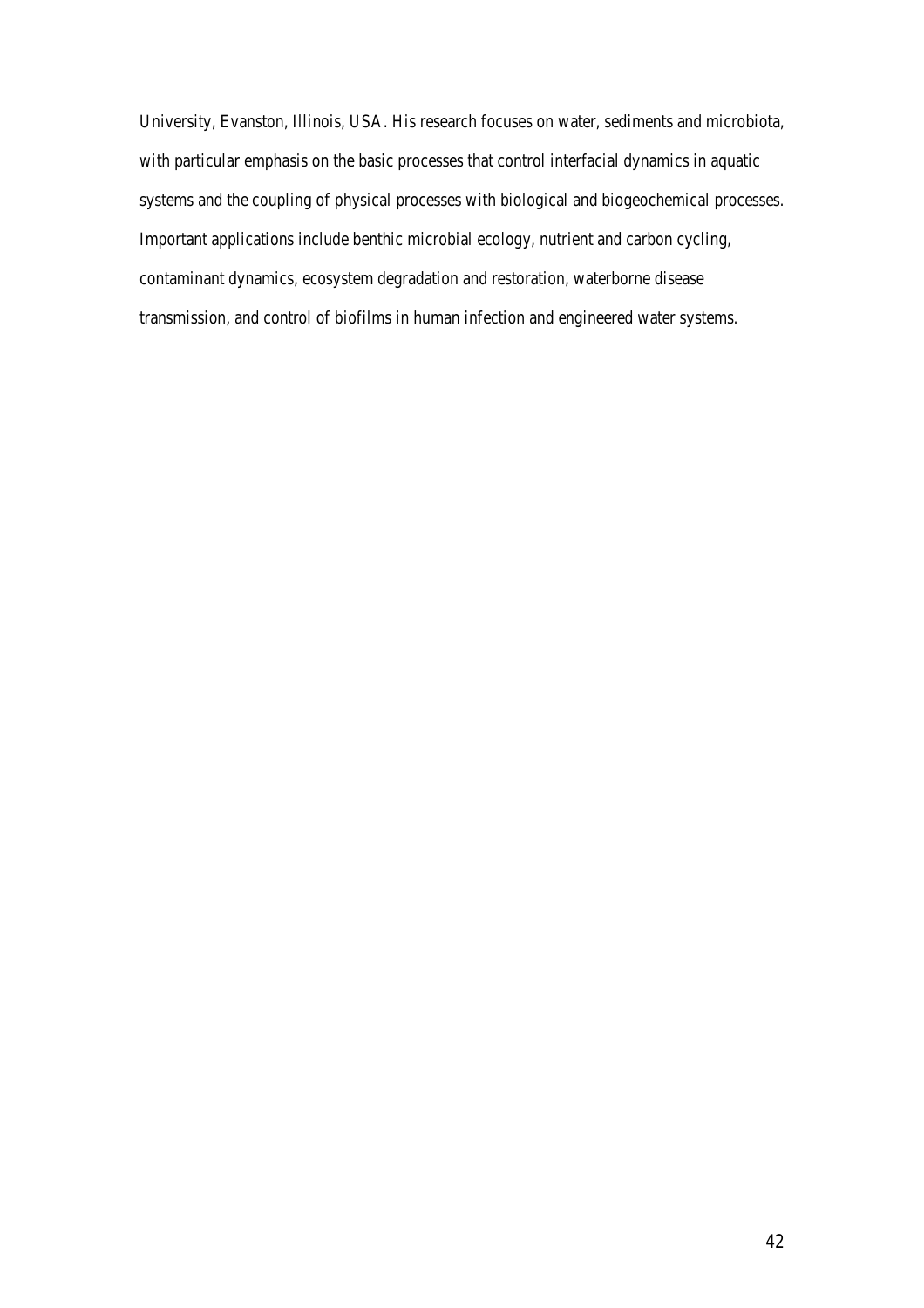University, Evanston, Illinois, USA. His research focuses on water, sediments and microbiota, with particular emphasis on the basic processes that control interfacial dynamics in aquatic systems and the coupling of physical processes with biological and biogeochemical processes. Important applications include benthic microbial ecology, nutrient and carbon cycling, contaminant dynamics, ecosystem degradation and restoration, waterborne disease transmission, and control of biofilms in human infection and engineered water systems.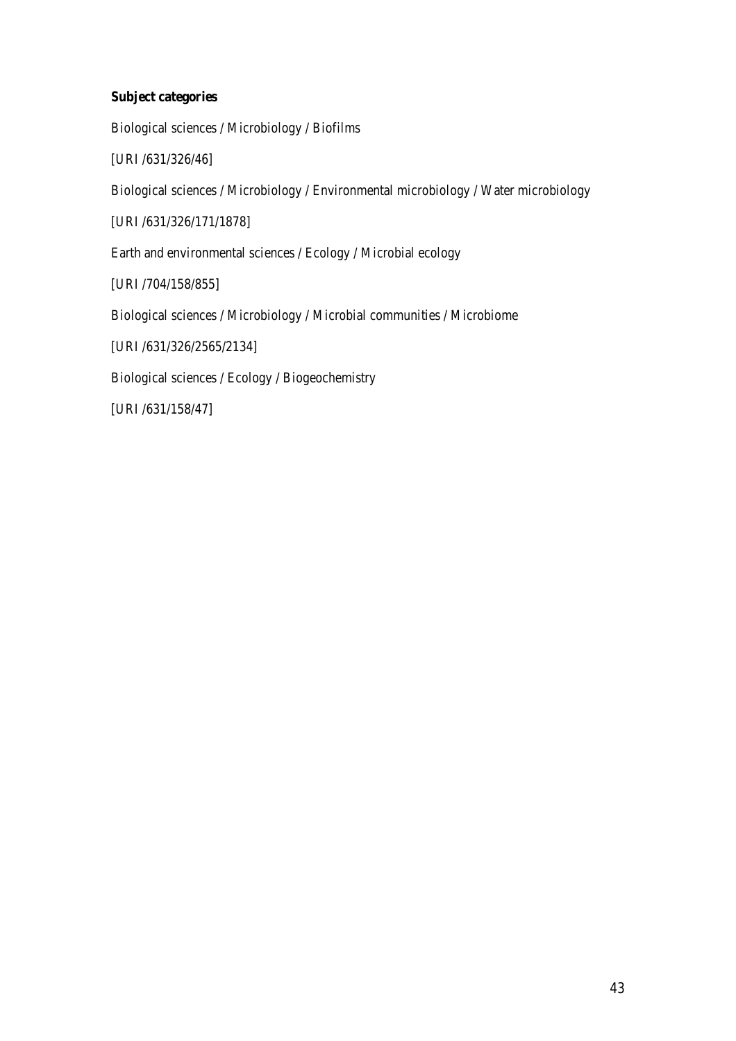**Subject categories**

Biological sciences / Microbiology / Biofilms

[URI /631/326/46]

Biological sciences / Microbiology / Environmental microbiology / Water microbiology

[URI /631/326/171/1878]

Earth and environmental sciences / Ecology / Microbial ecology

[URI /704/158/855]

Biological sciences / Microbiology / Microbial communities / Microbiome

[URI /631/326/2565/2134]

Biological sciences / Ecology / Biogeochemistry

[URI /631/158/47]